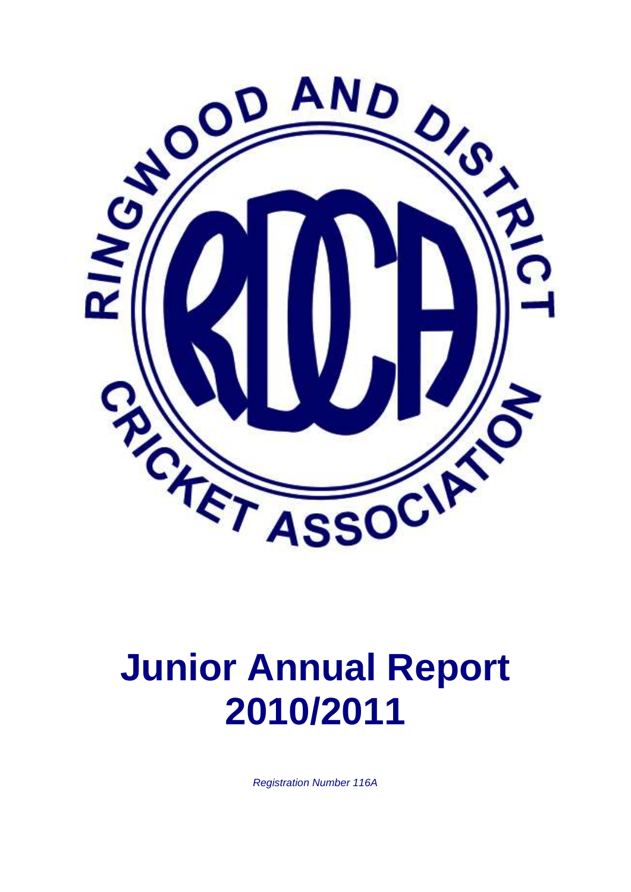RINGWOOD AND DISTRICT CRICKET ASSOCIATION

RDCA

# Junior Annual Report 2010/2011

*Registration Number 116A*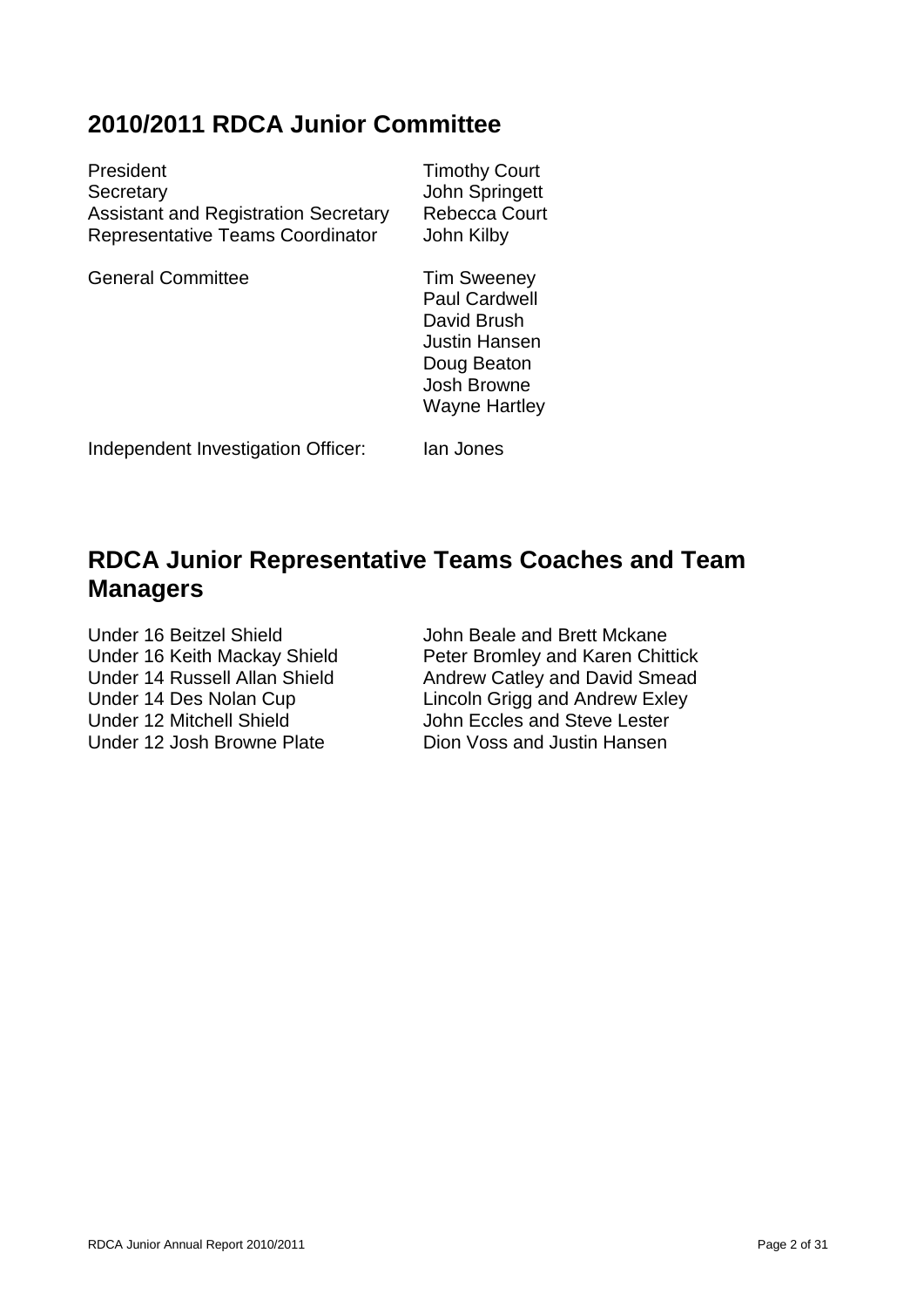## 2010/2011 RDCA Junior Committee

| | |
|---|---|
| President | Timothy Court |
| Secretary | John Springett |
| Assistant and Registration Secretary | Rebecca Court |
| Representative Teams Coordinator | John Kilby |
| General Committee | Tim Sweeney |
| | Paul Cardwell |
| | David Brush |
| | Justin Hansen |
| | Doug Beaton |
| | Josh Browne |
| | Wayne Hartley |
| Independent Investigation Officer: | Ian Jones |

## RDCA Junior Representative Teams Coaches and Team Managers

| | |
|---|---|
| Under 16 Beitzel Shield | John Beale and Brett Mckane |
| Under 16 Keith Mackay Shield | Peter Bromley and Karen Chittick |
| Under 14 Russell Allan Shield | Andrew Catley and David Smead |
| Under 14 Des Nolan Cup | Lincoln Grigg and Andrew Exley |
| Under 12 Mitchell Shield | John Eccles and Steve Lester |
| Under 12 Josh Browne Plate | Dion Voss and Justin Hansen |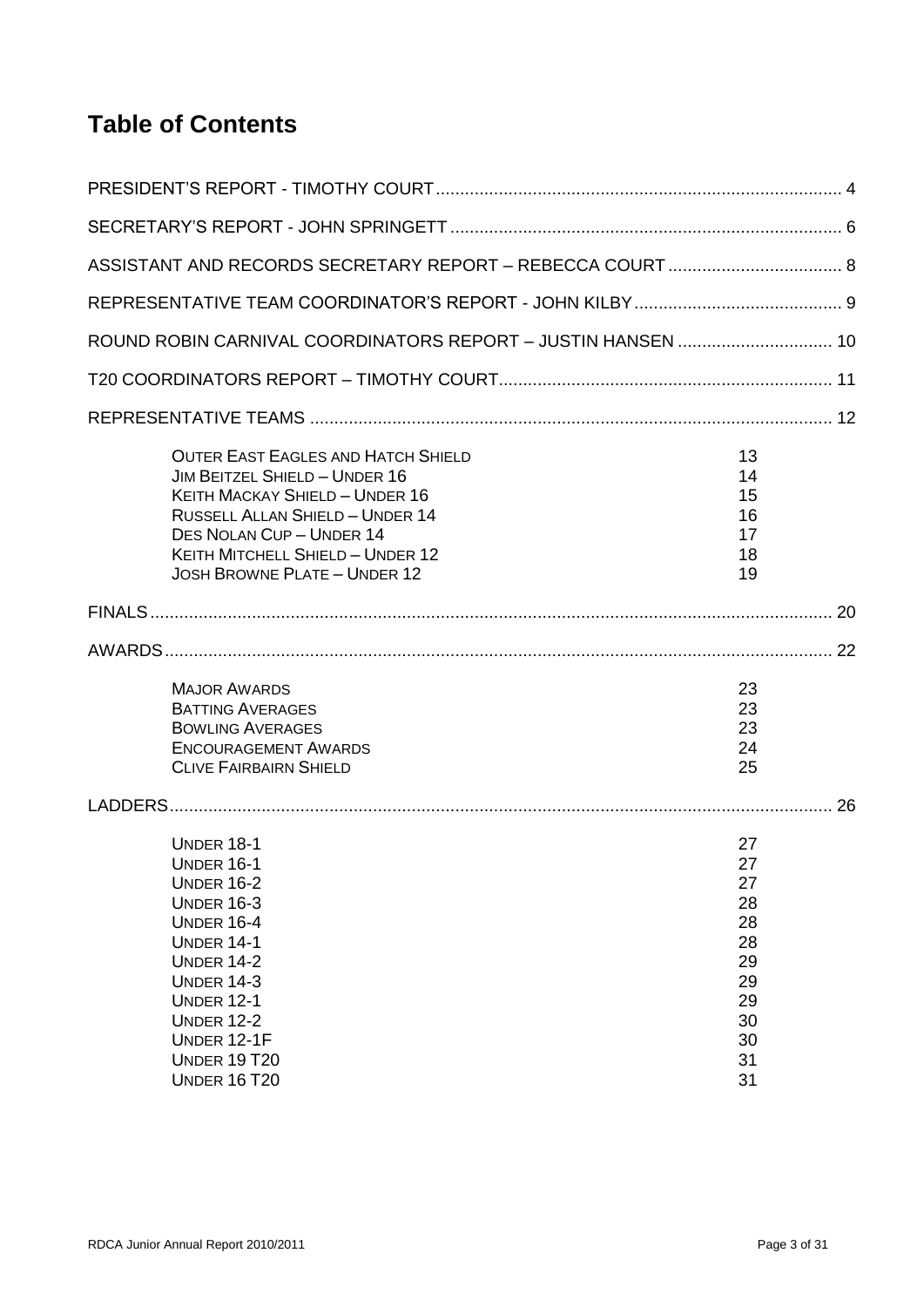# Table of Contents

PRESIDENT'S REPORT - TIMOTHY COURT .................................................. 4

SECRETARY'S REPORT - JOHN SPRINGETT .................................................. 6

ASSISTANT AND RECORDS SECRETARY REPORT – REBECCA COURT .................................................. 8

REPRESENTATIVE TEAM COORDINATOR'S REPORT - JOHN KILBY .................................................. 9

ROUND ROBIN CARNIVAL COORDINATORS REPORT – JUSTIN HANSEN .................................................. 10

T20 COORDINATORS REPORT – TIMOTHY COURT .................................................. 11

REPRESENTATIVE TEAMS .................................................. 12

- OUTER EAST EAGLES AND HATCH SHIELD — 13
- JIM BEITZEL SHIELD – UNDER 16 — 14
- KEITH MACKAY SHIELD – UNDER 16 — 15
- RUSSELL ALLAN SHIELD – UNDER 14 — 16
- DES NOLAN CUP – UNDER 14 — 17
- KEITH MITCHELL SHIELD – UNDER 12 — 18
- JOSH BROWNE PLATE – UNDER 12 — 19

FINALS .................................................. 20

AWARDS .................................................. 22

- MAJOR AWARDS — 23
- BATTING AVERAGES — 23
- BOWLING AVERAGES — 23
- ENCOURAGEMENT AWARDS — 24
- CLIVE FAIRBAIRN SHIELD — 25

LADDERS .................................................. 26

- UNDER 18-1 — 27
- UNDER 16-1 — 27
- UNDER 16-2 — 27
- UNDER 16-3 — 28
- UNDER 16-4 — 28
- UNDER 14-1 — 28
- UNDER 14-2 — 29
- UNDER 14-3 — 29
- UNDER 12-1 — 29
- UNDER 12-2 — 30
- UNDER 12-1F — 30
- UNDER 19 T20 — 31
- UNDER 16 T20 — 31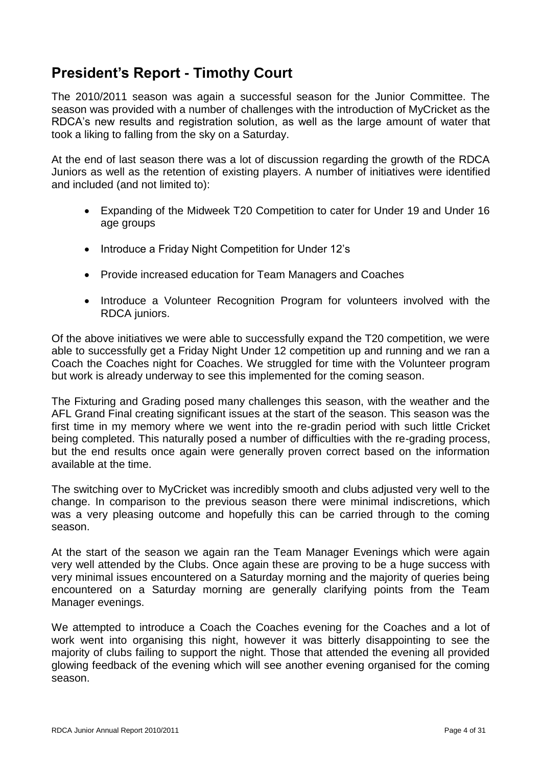## President's Report - Timothy Court

The 2010/2011 season was again a successful season for the Junior Committee. The season was provided with a number of challenges with the introduction of MyCricket as the RDCA's new results and registration solution, as well as the large amount of water that took a liking to falling from the sky on a Saturday.

At the end of last season there was a lot of discussion regarding the growth of the RDCA Juniors as well as the retention of existing players. A number of initiatives were identified and included (and not limited to):

- Expanding of the Midweek T20 Competition to cater for Under 19 and Under 16 age groups
- Introduce a Friday Night Competition for Under 12's
- Provide increased education for Team Managers and Coaches
- Introduce a Volunteer Recognition Program for volunteers involved with the RDCA juniors.

Of the above initiatives we were able to successfully expand the T20 competition, we were able to successfully get a Friday Night Under 12 competition up and running and we ran a Coach the Coaches night for Coaches. We struggled for time with the Volunteer program but work is already underway to see this implemented for the coming season.

The Fixturing and Grading posed many challenges this season, with the weather and the AFL Grand Final creating significant issues at the start of the season. This season was the first time in my memory where we went into the re-gradin period with such little Cricket being completed. This naturally posed a number of difficulties with the re-grading process, but the end results once again were generally proven correct based on the information available at the time.

The switching over to MyCricket was incredibly smooth and clubs adjusted very well to the change. In comparison to the previous season there were minimal indiscretions, which was a very pleasing outcome and hopefully this can be carried through to the coming season.

At the start of the season we again ran the Team Manager Evenings which were again very well attended by the Clubs. Once again these are proving to be a huge success with very minimal issues encountered on a Saturday morning and the majority of queries being encountered on a Saturday morning are generally clarifying points from the Team Manager evenings.

We attempted to introduce a Coach the Coaches evening for the Coaches and a lot of work went into organising this night, however it was bitterly disappointing to see the majority of clubs failing to support the night. Those that attended the evening all provided glowing feedback of the evening which will see another evening organised for the coming season.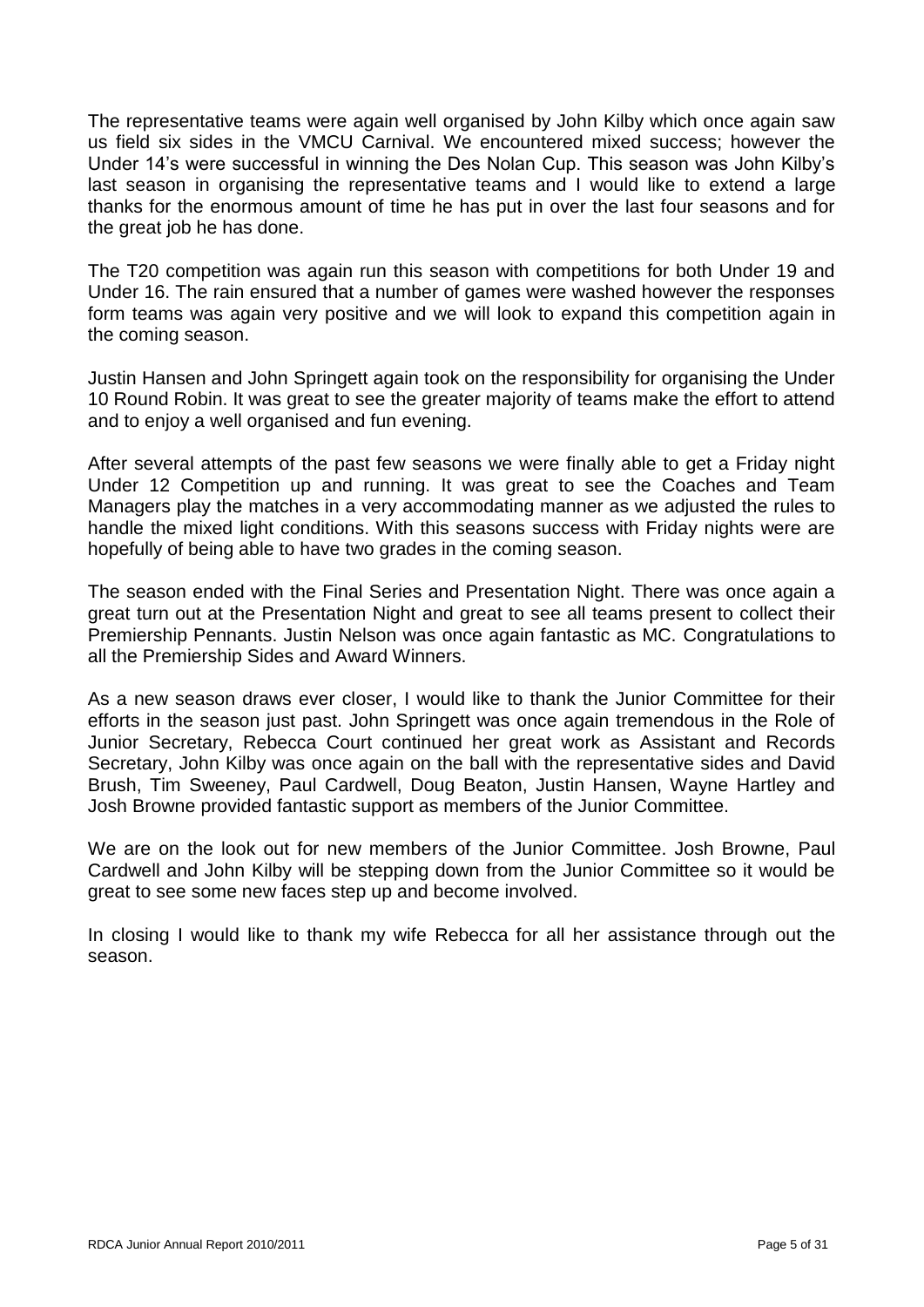The representative teams were again well organised by John Kilby which once again saw us field six sides in the VMCU Carnival. We encountered mixed success; however the Under 14's were successful in winning the Des Nolan Cup. This season was John Kilby's last season in organising the representative teams and I would like to extend a large thanks for the enormous amount of time he has put in over the last four seasons and for the great job he has done.

The T20 competition was again run this season with competitions for both Under 19 and Under 16. The rain ensured that a number of games were washed however the responses form teams was again very positive and we will look to expand this competition again in the coming season.

Justin Hansen and John Springett again took on the responsibility for organising the Under 10 Round Robin. It was great to see the greater majority of teams make the effort to attend and to enjoy a well organised and fun evening.

After several attempts of the past few seasons we were finally able to get a Friday night Under 12 Competition up and running. It was great to see the Coaches and Team Managers play the matches in a very accommodating manner as we adjusted the rules to handle the mixed light conditions. With this seasons success with Friday nights were are hopefully of being able to have two grades in the coming season.

The season ended with the Final Series and Presentation Night. There was once again a great turn out at the Presentation Night and great to see all teams present to collect their Premiership Pennants. Justin Nelson was once again fantastic as MC. Congratulations to all the Premiership Sides and Award Winners.

As a new season draws ever closer, I would like to thank the Junior Committee for their efforts in the season just past. John Springett was once again tremendous in the Role of Junior Secretary, Rebecca Court continued her great work as Assistant and Records Secretary, John Kilby was once again on the ball with the representative sides and David Brush, Tim Sweeney, Paul Cardwell, Doug Beaton, Justin Hansen, Wayne Hartley and Josh Browne provided fantastic support as members of the Junior Committee.

We are on the look out for new members of the Junior Committee. Josh Browne, Paul Cardwell and John Kilby will be stepping down from the Junior Committee so it would be great to see some new faces step up and become involved.

In closing I would like to thank my wife Rebecca for all her assistance through out the season.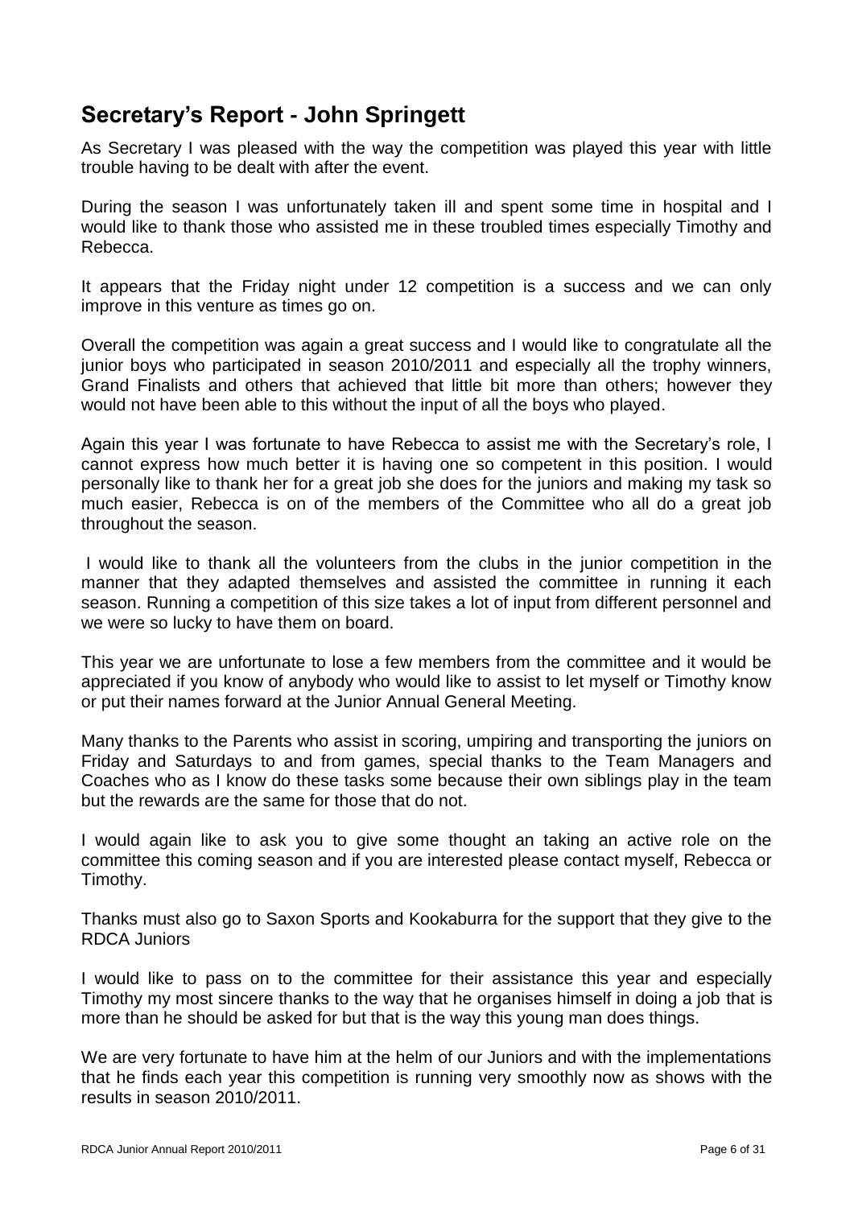## Secretary's Report - John Springett

As Secretary I was pleased with the way the competition was played this year with little trouble having to be dealt with after the event.

During the season I was unfortunately taken ill and spent some time in hospital and I would like to thank those who assisted me in these troubled times especially Timothy and Rebecca.

It appears that the Friday night under 12 competition is a success and we can only improve in this venture as times go on.

Overall the competition was again a great success and I would like to congratulate all the junior boys who participated in season 2010/2011 and especially all the trophy winners, Grand Finalists and others that achieved that little bit more than others; however they would not have been able to this without the input of all the boys who played.

Again this year I was fortunate to have Rebecca to assist me with the Secretary's role, I cannot express how much better it is having one so competent in this position. I would personally like to thank her for a great job she does for the juniors and making my task so much easier, Rebecca is on of the members of the Committee who all do a great job throughout the season.

I would like to thank all the volunteers from the clubs in the junior competition in the manner that they adapted themselves and assisted the committee in running it each season. Running a competition of this size takes a lot of input from different personnel and we were so lucky to have them on board.

This year we are unfortunate to lose a few members from the committee and it would be appreciated if you know of anybody who would like to assist to let myself or Timothy know or put their names forward at the Junior Annual General Meeting.

Many thanks to the Parents who assist in scoring, umpiring and transporting the juniors on Friday and Saturdays to and from games, special thanks to the Team Managers and Coaches who as I know do these tasks some because their own siblings play in the team but the rewards are the same for those that do not.

I would again like to ask you to give some thought an taking an active role on the committee this coming season and if you are interested please contact myself, Rebecca or Timothy.

Thanks must also go to Saxon Sports and Kookaburra for the support that they give to the RDCA Juniors

I would like to pass on to the committee for their assistance this year and especially Timothy my most sincere thanks to the way that he organises himself in doing a job that is more than he should be asked for but that is the way this young man does things.

We are very fortunate to have him at the helm of our Juniors and with the implementations that he finds each year this competition is running very smoothly now as shows with the results in season 2010/2011.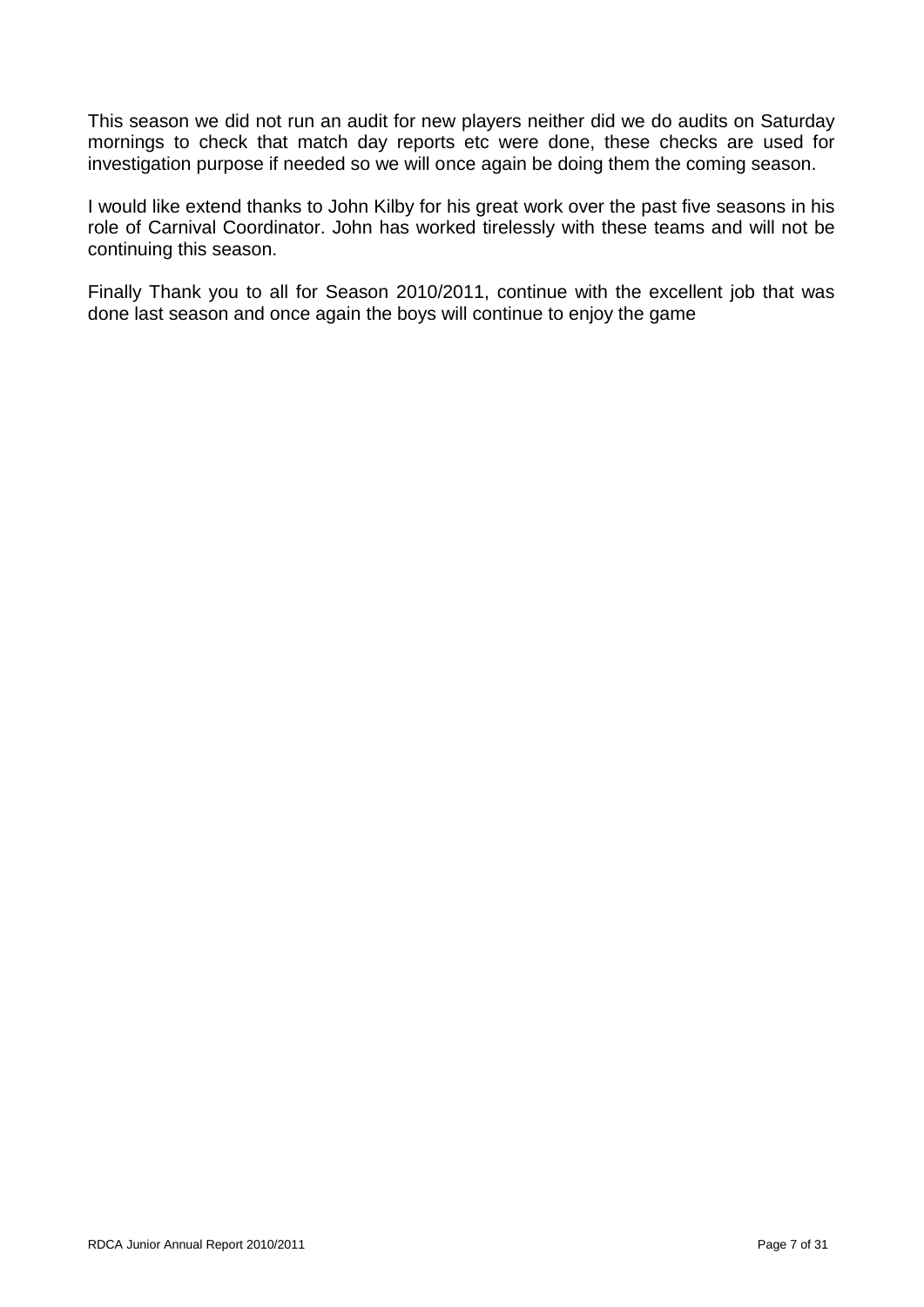This season we did not run an audit for new players neither did we do audits on Saturday mornings to check that match day reports etc were done, these checks are used for investigation purpose if needed so we will once again be doing them the coming season.

I would like extend thanks to John Kilby for his great work over the past five seasons in his role of Carnival Coordinator. John has worked tirelessly with these teams and will not be continuing this season.

Finally Thank you to all for Season 2010/2011, continue with the excellent job that was done last season and once again the boys will continue to enjoy the game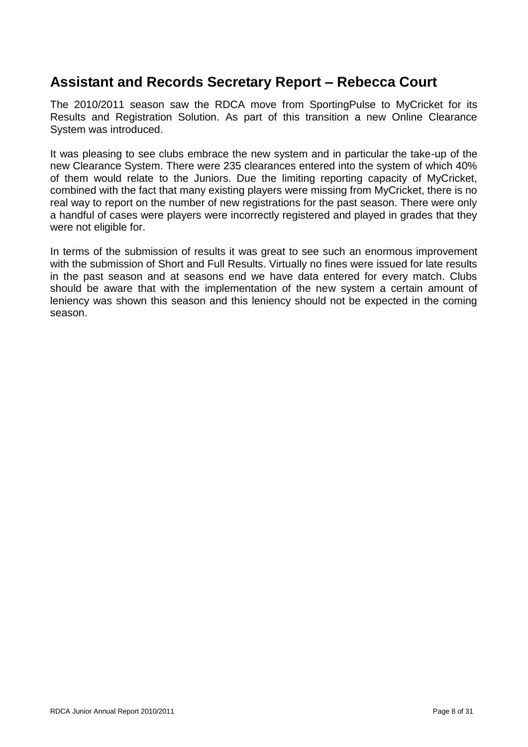## Assistant and Records Secretary Report – Rebecca Court

The 2010/2011 season saw the RDCA move from SportingPulse to MyCricket for its Results and Registration Solution. As part of this transition a new Online Clearance System was introduced.

It was pleasing to see clubs embrace the new system and in particular the take-up of the new Clearance System. There were 235 clearances entered into the system of which 40% of them would relate to the Juniors. Due the limiting reporting capacity of MyCricket, combined with the fact that many existing players were missing from MyCricket, there is no real way to report on the number of new registrations for the past season. There were only a handful of cases were players were incorrectly registered and played in grades that they were not eligible for.

In terms of the submission of results it was great to see such an enormous improvement with the submission of Short and Full Results. Virtually no fines were issued for late results in the past season and at seasons end we have data entered for every match. Clubs should be aware that with the implementation of the new system a certain amount of leniency was shown this season and this leniency should not be expected in the coming season.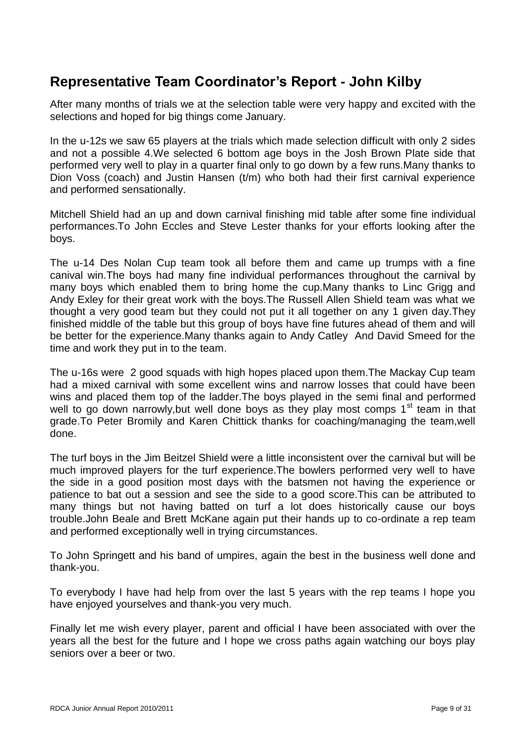## Representative Team Coordinator's Report - John Kilby

After many months of trials we at the selection table were very happy and excited with the selections and hoped for big things come January.

In the u-12s we saw 65 players at the trials which made selection difficult with only 2 sides and not a possible 4.We selected 6 bottom age boys in the Josh Brown Plate side that performed very well to play in a quarter final only to go down by a few runs.Many thanks to Dion Voss (coach) and Justin Hansen (t/m) who both had their first carnival experience and performed sensationally.

Mitchell Shield had an up and down carnival finishing mid table after some fine individual performances.To John Eccles and Steve Lester thanks for your efforts looking after the boys.

The u-14 Des Nolan Cup team took all before them and came up trumps with a fine canival win.The boys had many fine individual performances throughout the carnival by many boys which enabled them to bring home the cup.Many thanks to Linc Grigg and Andy Exley for their great work with the boys.The Russell Allen Shield team was what we thought a very good team but they could not put it all together on any 1 given day.They finished middle of the table but this group of boys have fine futures ahead of them and will be better for the experience.Many thanks again to Andy Catley And David Smeed for the time and work they put in to the team.

The u-16s were 2 good squads with high hopes placed upon them.The Mackay Cup team had a mixed carnival with some excellent wins and narrow losses that could have been wins and placed them top of the ladder.The boys played in the semi final and performed well to go down narrowly,but well done boys as they play most comps 1st team in that grade.To Peter Bromily and Karen Chittick thanks for coaching/managing the team,well done.

The turf boys in the Jim Beitzel Shield were a little inconsistent over the carnival but will be much improved players for the turf experience.The bowlers performed very well to have the side in a good position most days with the batsmen not having the experience or patience to bat out a session and see the side to a good score.This can be attributed to many things but not having batted on turf a lot does historically cause our boys trouble.John Beale and Brett McKane again put their hands up to co-ordinate a rep team and performed exceptionally well in trying circumstances.

To John Springett and his band of umpires, again the best in the business well done and thank-you.

To everybody I have had help from over the last 5 years with the rep teams I hope you have enjoyed yourselves and thank-you very much.

Finally let me wish every player, parent and official I have been associated with over the years all the best for the future and I hope we cross paths again watching our boys play seniors over a beer or two.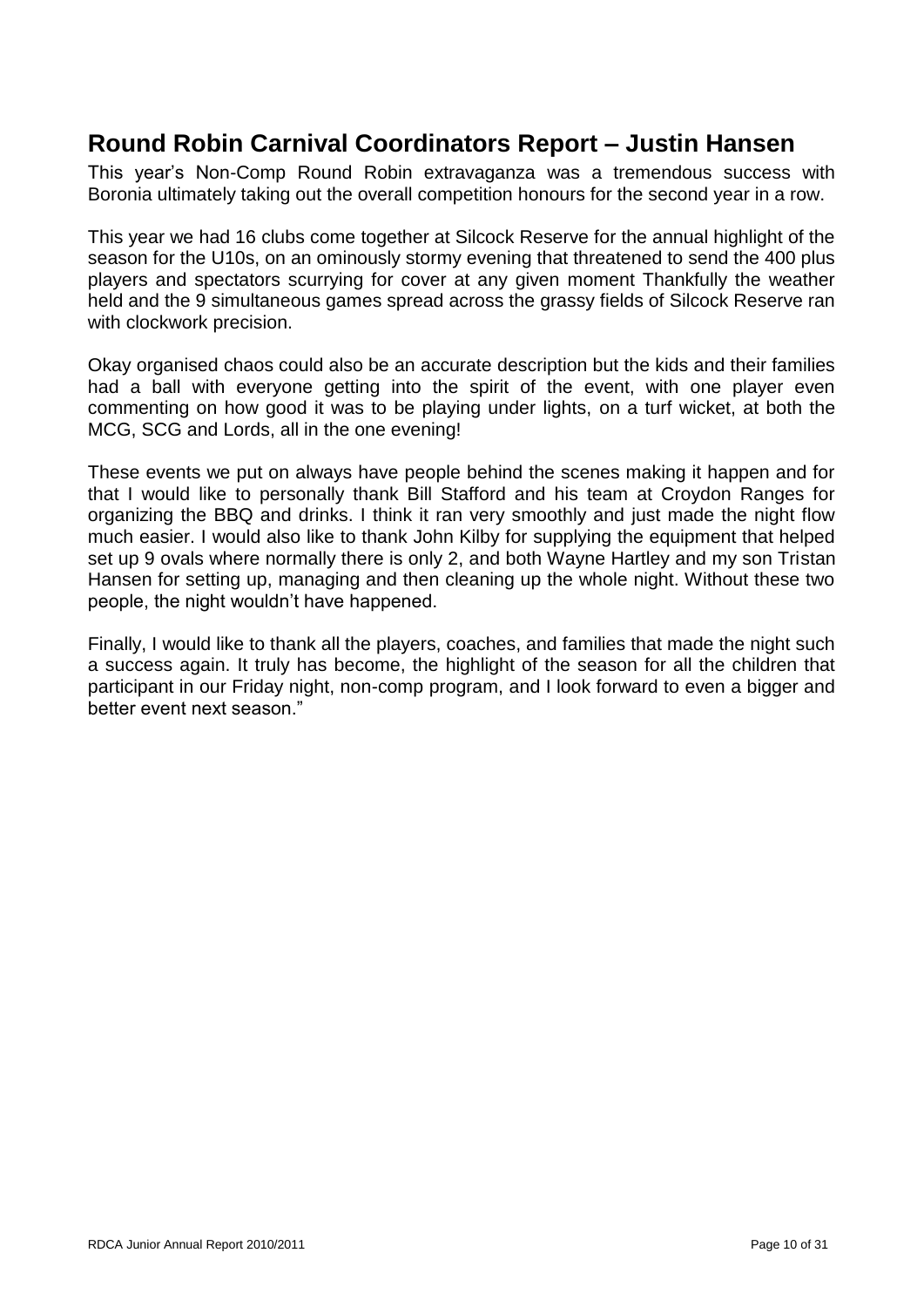## Round Robin Carnival Coordinators Report – Justin Hansen

This year's Non-Comp Round Robin extravaganza was a tremendous success with Boronia ultimately taking out the overall competition honours for the second year in a row.

This year we had 16 clubs come together at Silcock Reserve for the annual highlight of the season for the U10s, on an ominously stormy evening that threatened to send the 400 plus players and spectators scurrying for cover at any given moment Thankfully the weather held and the 9 simultaneous games spread across the grassy fields of Silcock Reserve ran with clockwork precision.

Okay organised chaos could also be an accurate description but the kids and their families had a ball with everyone getting into the spirit of the event, with one player even commenting on how good it was to be playing under lights, on a turf wicket, at both the MCG, SCG and Lords, all in the one evening!

These events we put on always have people behind the scenes making it happen and for that I would like to personally thank Bill Stafford and his team at Croydon Ranges for organizing the BBQ and drinks. I think it ran very smoothly and just made the night flow much easier. I would also like to thank John Kilby for supplying the equipment that helped set up 9 ovals where normally there is only 2, and both Wayne Hartley and my son Tristan Hansen for setting up, managing and then cleaning up the whole night. Without these two people, the night wouldn't have happened.

Finally, I would like to thank all the players, coaches, and families that made the night such a success again. It truly has become, the highlight of the season for all the children that participant in our Friday night, non-comp program, and I look forward to even a bigger and better event next season."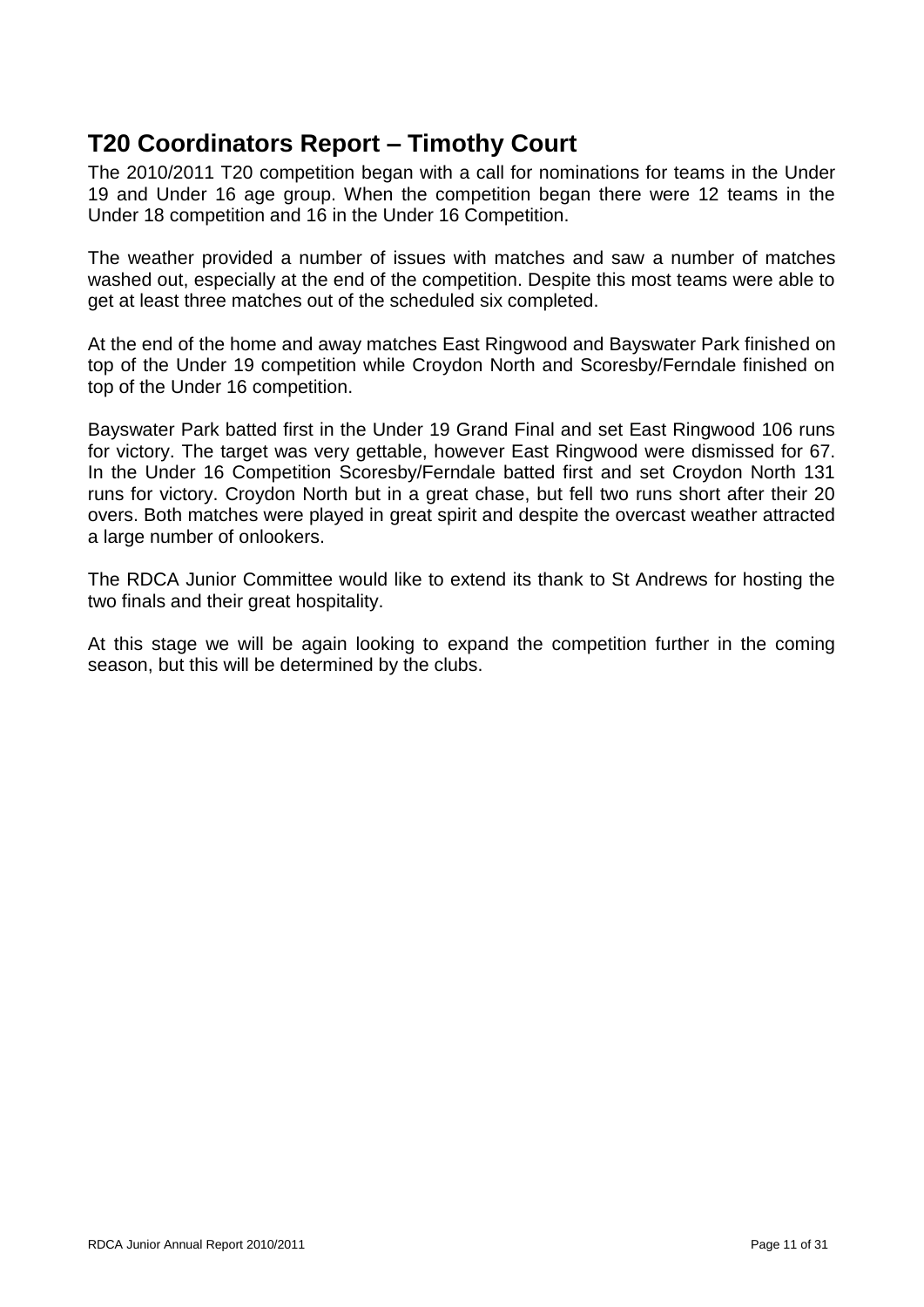## T20 Coordinators Report – Timothy Court

The 2010/2011 T20 competition began with a call for nominations for teams in the Under 19 and Under 16 age group. When the competition began there were 12 teams in the Under 18 competition and 16 in the Under 16 Competition.

The weather provided a number of issues with matches and saw a number of matches washed out, especially at the end of the competition. Despite this most teams were able to get at least three matches out of the scheduled six completed.

At the end of the home and away matches East Ringwood and Bayswater Park finished on top of the Under 19 competition while Croydon North and Scoresby/Ferndale finished on top of the Under 16 competition.

Bayswater Park batted first in the Under 19 Grand Final and set East Ringwood 106 runs for victory. The target was very gettable, however East Ringwood were dismissed for 67. In the Under 16 Competition Scoresby/Ferndale batted first and set Croydon North 131 runs for victory. Croydon North but in a great chase, but fell two runs short after their 20 overs. Both matches were played in great spirit and despite the overcast weather attracted a large number of onlookers.

The RDCA Junior Committee would like to extend its thank to St Andrews for hosting the two finals and their great hospitality.

At this stage we will be again looking to expand the competition further in the coming season, but this will be determined by the clubs.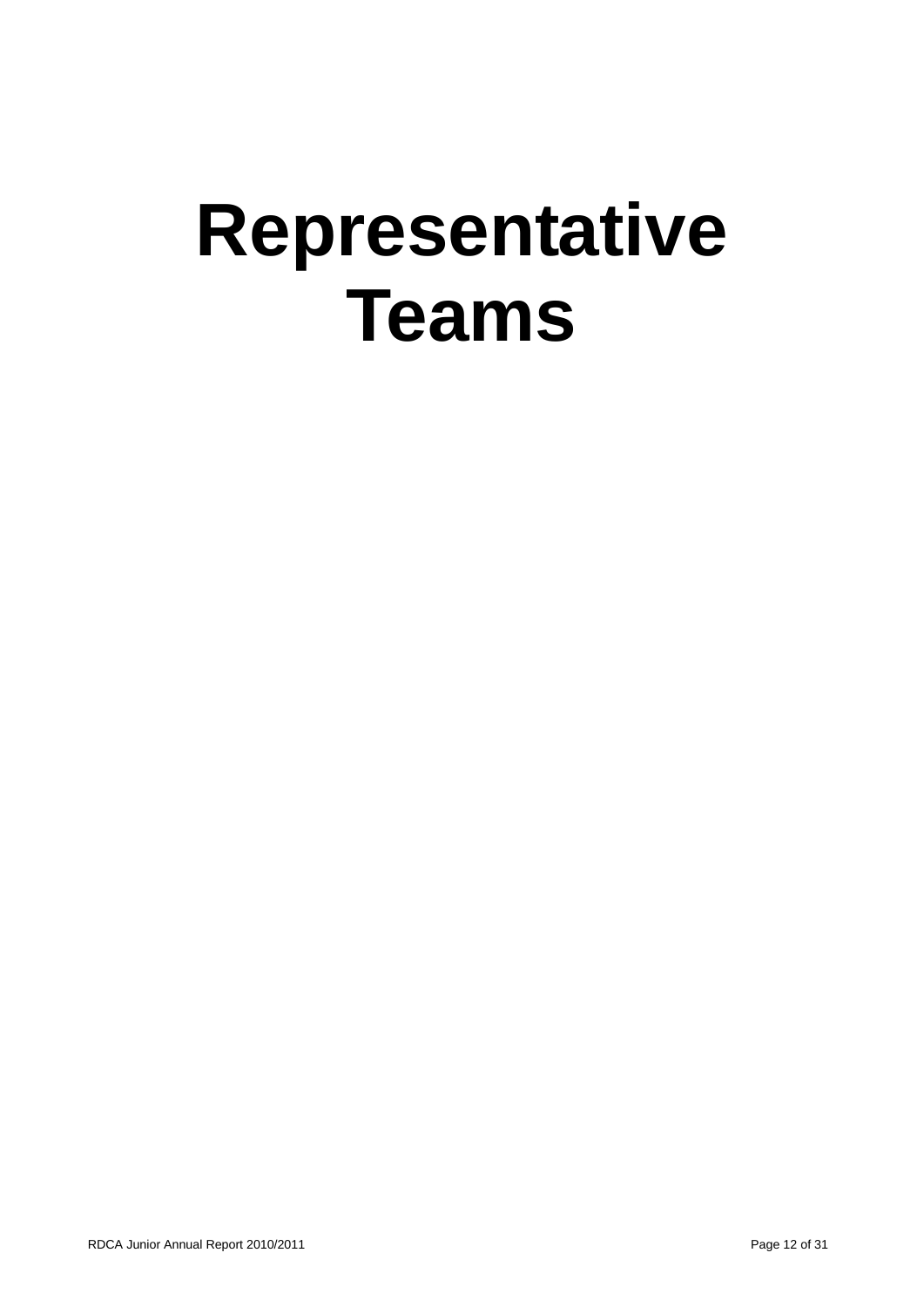# Representative Teams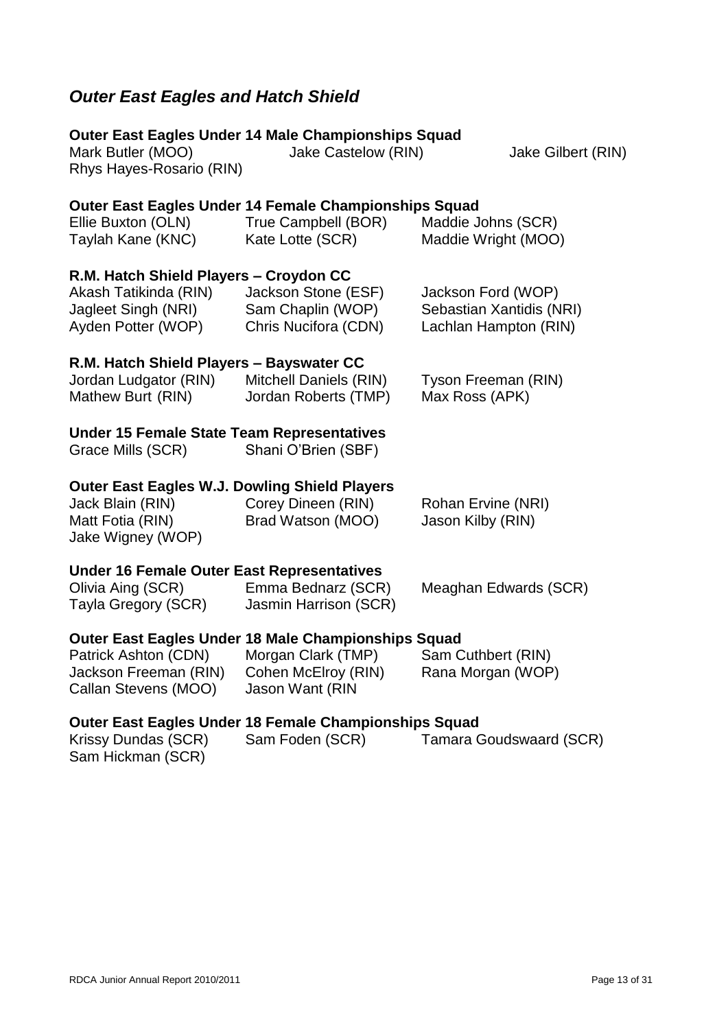## *Outer East Eagles and Hatch Shield*

### Outer East Eagles Under 14 Male Championships Squad

Mark Butler (MOO) Jake Castelow (RIN) Jake Gilbert (RIN)
Rhys Hayes-Rosario (RIN)

### Outer East Eagles Under 14 Female Championships Squad

Ellie Buxton (OLN) True Campbell (BOR) Maddie Johns (SCR)
Taylah Kane (KNC) Kate Lotte (SCR) Maddie Wright (MOO)

### R.M. Hatch Shield Players – Croydon CC

Akash Tatikinda (RIN) Jackson Stone (ESF) Jackson Ford (WOP)
Jagleet Singh (NRI) Sam Chaplin (WOP) Sebastian Xantidis (NRI)
Ayden Potter (WOP) Chris Nucifora (CDN) Lachlan Hampton (RIN)

### R.M. Hatch Shield Players – Bayswater CC

Jordan Ludgator (RIN) Mitchell Daniels (RIN) Tyson Freeman (RIN)
Mathew Burt (RIN) Jordan Roberts (TMP) Max Ross (APK)

### Under 15 Female State Team Representatives

Grace Mills (SCR) Shani O'Brien (SBF)

### Outer East Eagles W.J. Dowling Shield Players

Jack Blain (RIN) Corey Dineen (RIN) Rohan Ervine (NRI)
Matt Fotia (RIN) Brad Watson (MOO) Jason Kilby (RIN)
Jake Wigney (WOP)

### Under 16 Female Outer East Representatives

Olivia Aing (SCR) Emma Bednarz (SCR) Meaghan Edwards (SCR)
Tayla Gregory (SCR) Jasmin Harrison (SCR)

### Outer East Eagles Under 18 Male Championships Squad

Patrick Ashton (CDN) Morgan Clark (TMP) Sam Cuthbert (RIN)
Jackson Freeman (RIN) Cohen McElroy (RIN) Rana Morgan (WOP)
Callan Stevens (MOO) Jason Want (RIN

### Outer East Eagles Under 18 Female Championships Squad

Krissy Dundas (SCR) Sam Foden (SCR) Tamara Goudswaard (SCR)
Sam Hickman (SCR)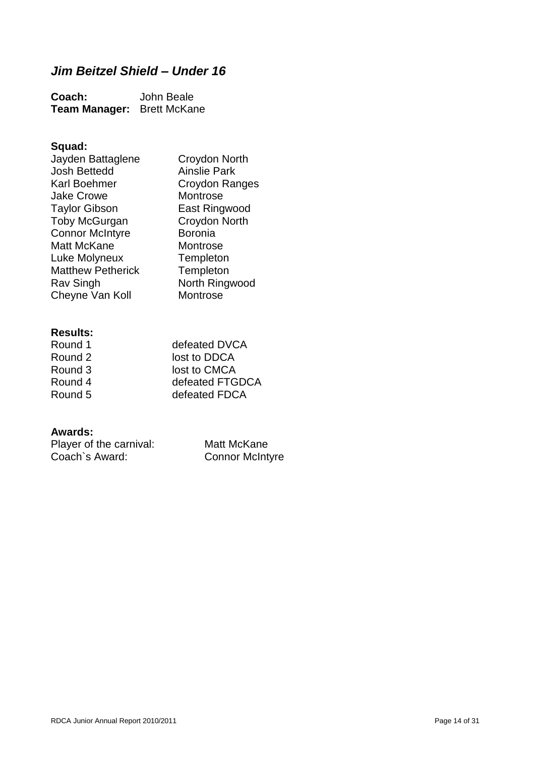## *Jim Beitzel Shield – Under 16*

**Coach:** John Beale
**Team Manager:** Brett McKane

**Squad:**

| | |
|---|---|
| Jayden Battaglene | Croydon North |
| Josh Bettedd | Ainslie Park |
| Karl Boehmer | Croydon Ranges |
| Jake Crowe | Montrose |
| Taylor Gibson | East Ringwood |
| Toby McGurgan | Croydon North |
| Connor McIntyre | Boronia |
| Matt McKane | Montrose |
| Luke Molyneux | Templeton |
| Matthew Petherick | Templeton |
| Rav Singh | North Ringwood |
| Cheyne Van Koll | Montrose |

**Results:**

| | |
|---|---|
| Round 1 | defeated DVCA |
| Round 2 | lost to DDCA |
| Round 3 | lost to CMCA |
| Round 4 | defeated FTGDCA |
| Round 5 | defeated FDCA |

**Awards:**

| | |
|---|---|
| Player of the carnival: | Matt McKane |
| Coach`s Award: | Connor McIntyre |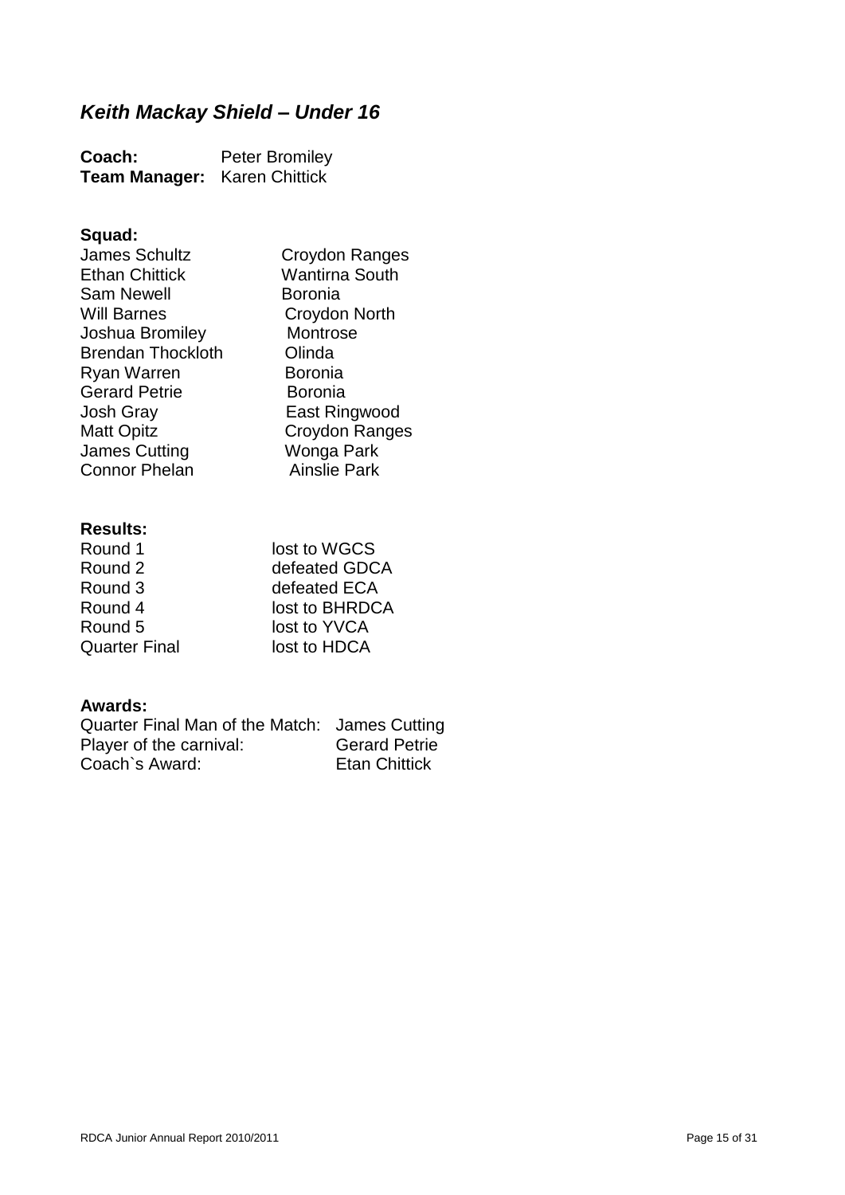## *Keith Mackay Shield – Under 16*

**Coach:** Peter Bromiley
**Team Manager:** Karen Chittick

**Squad:**

| | |
|---|---|
| James Schultz | Croydon Ranges |
| Ethan Chittick | Wantirna South |
| Sam Newell | Boronia |
| Will Barnes | Croydon North |
| Joshua Bromiley | Montrose |
| Brendan Thockloth | Olinda |
| Ryan Warren | Boronia |
| Gerard Petrie | Boronia |
| Josh Gray | East Ringwood |
| Matt Opitz | Croydon Ranges |
| James Cutting | Wonga Park |
| Connor Phelan | Ainslie Park |

**Results:**

| | |
|---|---|
| Round 1 | lost to WGCS |
| Round 2 | defeated GDCA |
| Round 3 | defeated ECA |
| Round 4 | lost to BHRDCA |
| Round 5 | lost to YVCA |
| Quarter Final | lost to HDCA |

**Awards:**

| | |
|---|---|
| Quarter Final Man of the Match: | James Cutting |
| Player of the carnival: | Gerard Petrie |
| Coach`s Award: | Etan Chittick |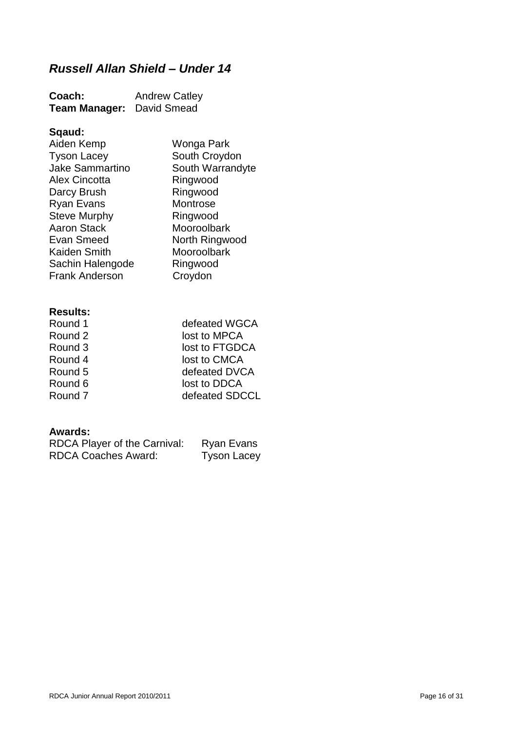## *Russell Allan Shield – Under 14*

**Coach:** Andrew Catley
**Team Manager:** David Smead

**Sqaud:**

| | |
|---|---|
| Aiden Kemp | Wonga Park |
| Tyson Lacey | South Croydon |
| Jake Sammartino | South Warrandyte |
| Alex Cincotta | Ringwood |
| Darcy Brush | Ringwood |
| Ryan Evans | Montrose |
| Steve Murphy | Ringwood |
| Aaron Stack | Mooroolbark |
| Evan Smeed | North Ringwood |
| Kaiden Smith | Mooroolbark |
| Sachin Halengode | Ringwood |
| Frank Anderson | Croydon |

**Results:**

| | |
|---|---|
| Round 1 | defeated WGCA |
| Round 2 | lost to MPCA |
| Round 3 | lost to FTGDCA |
| Round 4 | lost to CMCA |
| Round 5 | defeated DVCA |
| Round 6 | lost to DDCA |
| Round 7 | defeated SDCCL |

**Awards:**

| | |
|---|---|
| RDCA Player of the Carnival: | Ryan Evans |
| RDCA Coaches Award: | Tyson Lacey |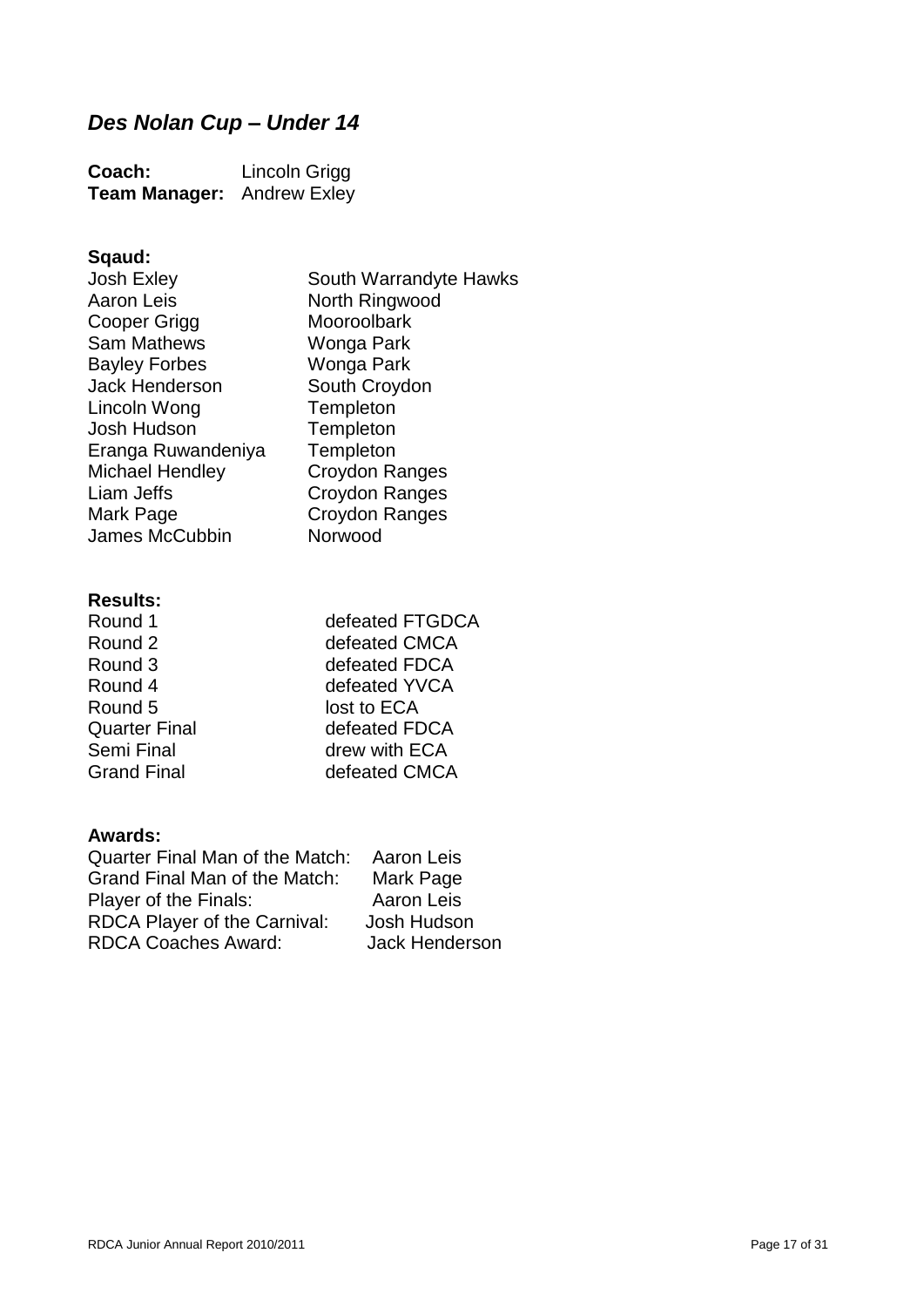## ***Des Nolan Cup – Under 14***

**Coach:** Lincoln Grigg
**Team Manager:** Andrew Exley

**Sqaud:**

| | |
|---|---|
| Josh Exley | South Warrandyte Hawks |
| Aaron Leis | North Ringwood |
| Cooper Grigg | Mooroolbark |
| Sam Mathews | Wonga Park |
| Bayley Forbes | Wonga Park |
| Jack Henderson | South Croydon |
| Lincoln Wong | Templeton |
| Josh Hudson | Templeton |
| Eranga Ruwandeniya | Templeton |
| Michael Hendley | Croydon Ranges |
| Liam Jeffs | Croydon Ranges |
| Mark Page | Croydon Ranges |
| James McCubbin | Norwood |

**Results:**

| | |
|---|---|
| Round 1 | defeated FTGDCA |
| Round 2 | defeated CMCA |
| Round 3 | defeated FDCA |
| Round 4 | defeated YVCA |
| Round 5 | lost to ECA |
| Quarter Final | defeated FDCA |
| Semi Final | drew with ECA |
| Grand Final | defeated CMCA |

**Awards:**

| | |
|---|---|
| Quarter Final Man of the Match: | Aaron Leis |
| Grand Final Man of the Match: | Mark Page |
| Player of the Finals: | Aaron Leis |
| RDCA Player of the Carnival: | Josh Hudson |
| RDCA Coaches Award: | Jack Henderson |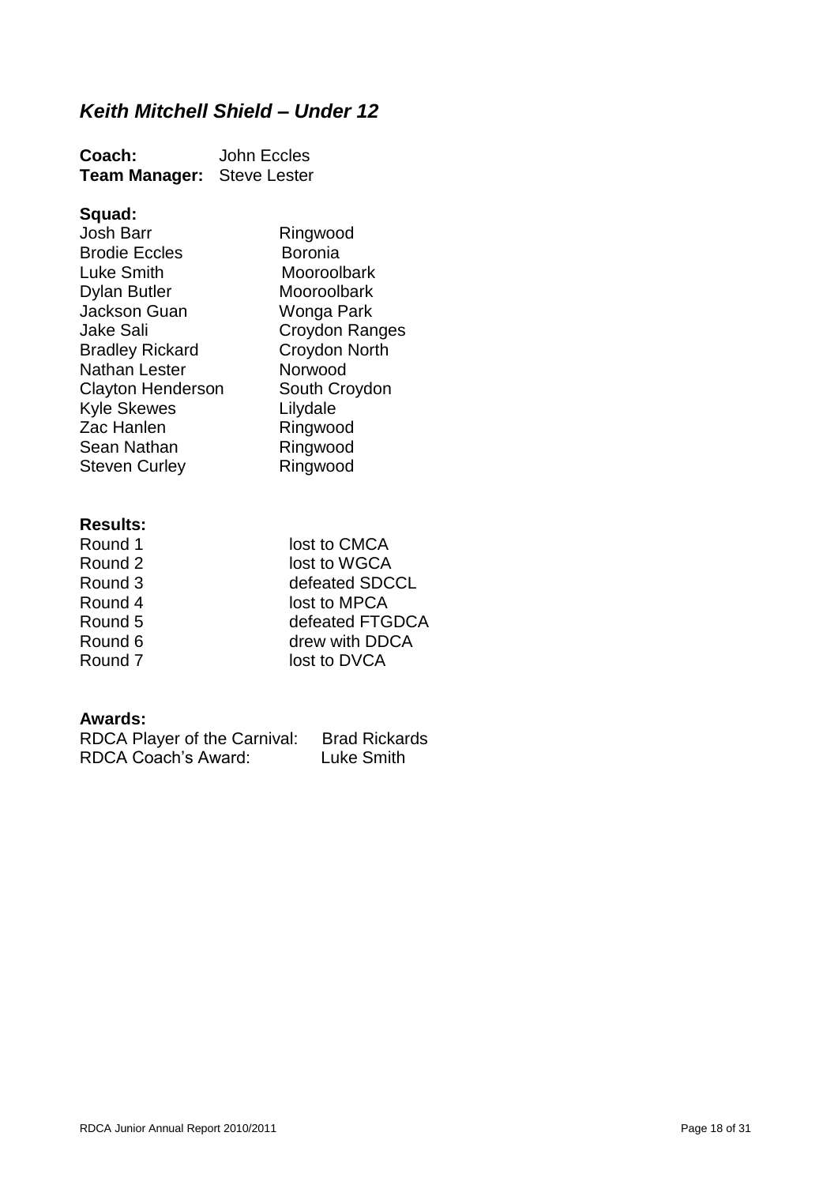## *Keith Mitchell Shield – Under 12*

**Coach:** John Eccles
**Team Manager:** Steve Lester

**Squad:**

| | |
|---|---|
| Josh Barr | Ringwood |
| Brodie Eccles | Boronia |
| Luke Smith | Mooroolbark |
| Dylan Butler | Mooroolbark |
| Jackson Guan | Wonga Park |
| Jake Sali | Croydon Ranges |
| Bradley Rickard | Croydon North |
| Nathan Lester | Norwood |
| Clayton Henderson | South Croydon |
| Kyle Skewes | Lilydale |
| Zac Hanlen | Ringwood |
| Sean Nathan | Ringwood |
| Steven Curley | Ringwood |

**Results:**

| | |
|---|---|
| Round 1 | lost to CMCA |
| Round 2 | lost to WGCA |
| Round 3 | defeated SDCCL |
| Round 4 | lost to MPCA |
| Round 5 | defeated FTGDCA |
| Round 6 | drew with DDCA |
| Round 7 | lost to DVCA |

**Awards:**

RDCA Player of the Carnival: Brad Rickards
RDCA Coach's Award: Luke Smith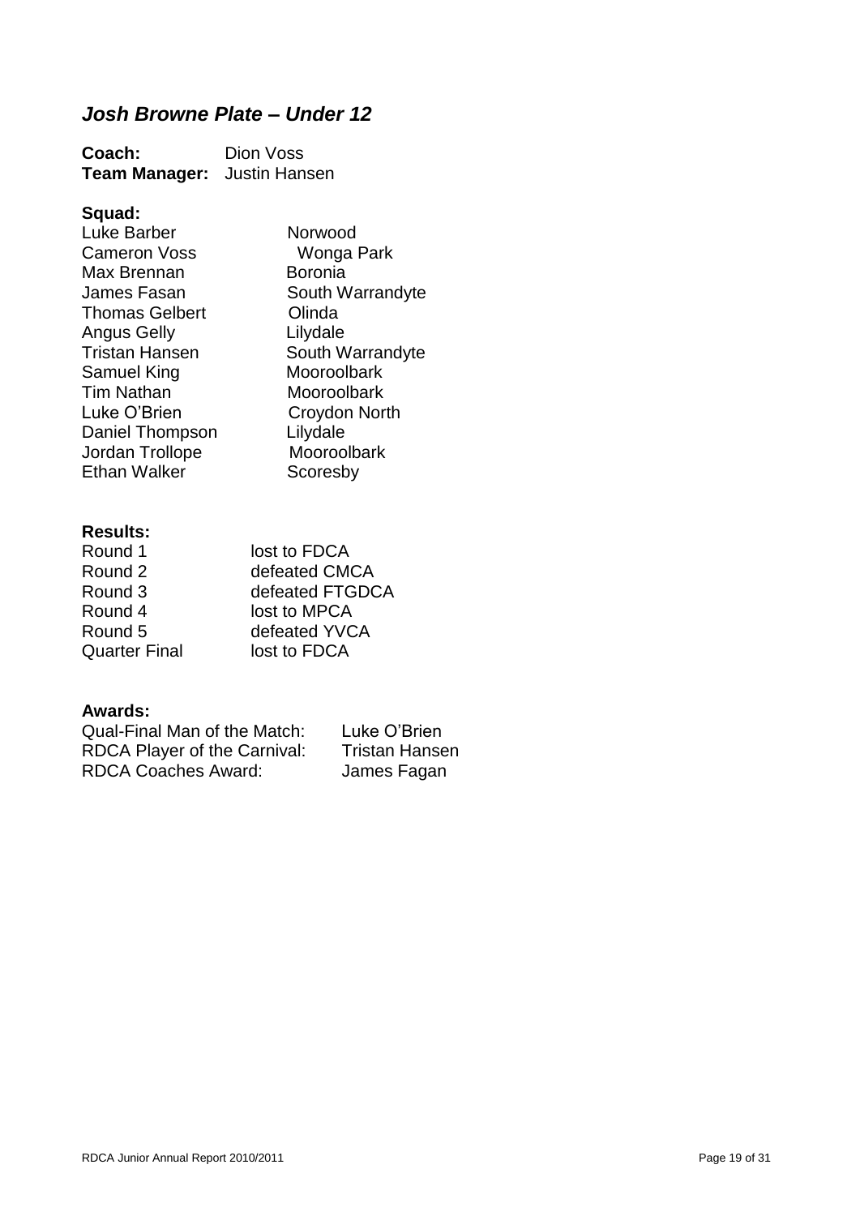## *Josh Browne Plate – Under 12*

**Coach:** Dion Voss
**Team Manager:** Justin Hansen

**Squad:**

| | |
|---|---|
| Luke Barber | Norwood |
| Cameron Voss | Wonga Park |
| Max Brennan | Boronia |
| James Fasan | South Warrandyte |
| Thomas Gelbert | Olinda |
| Angus Gelly | Lilydale |
| Tristan Hansen | South Warrandyte |
| Samuel King | Mooroolbark |
| Tim Nathan | Mooroolbark |
| Luke O'Brien | Croydon North |
| Daniel Thompson | Lilydale |
| Jordan Trollope | Mooroolbark |
| Ethan Walker | Scoresby |

**Results:**

| | |
|---|---|
| Round 1 | lost to FDCA |
| Round 2 | defeated CMCA |
| Round 3 | defeated FTGDCA |
| Round 4 | lost to MPCA |
| Round 5 | defeated YVCA |
| Quarter Final | lost to FDCA |

**Awards:**

| | |
|---|---|
| Qual-Final Man of the Match: | Luke O'Brien |
| RDCA Player of the Carnival: | Tristan Hansen |
| RDCA Coaches Award: | James Fagan |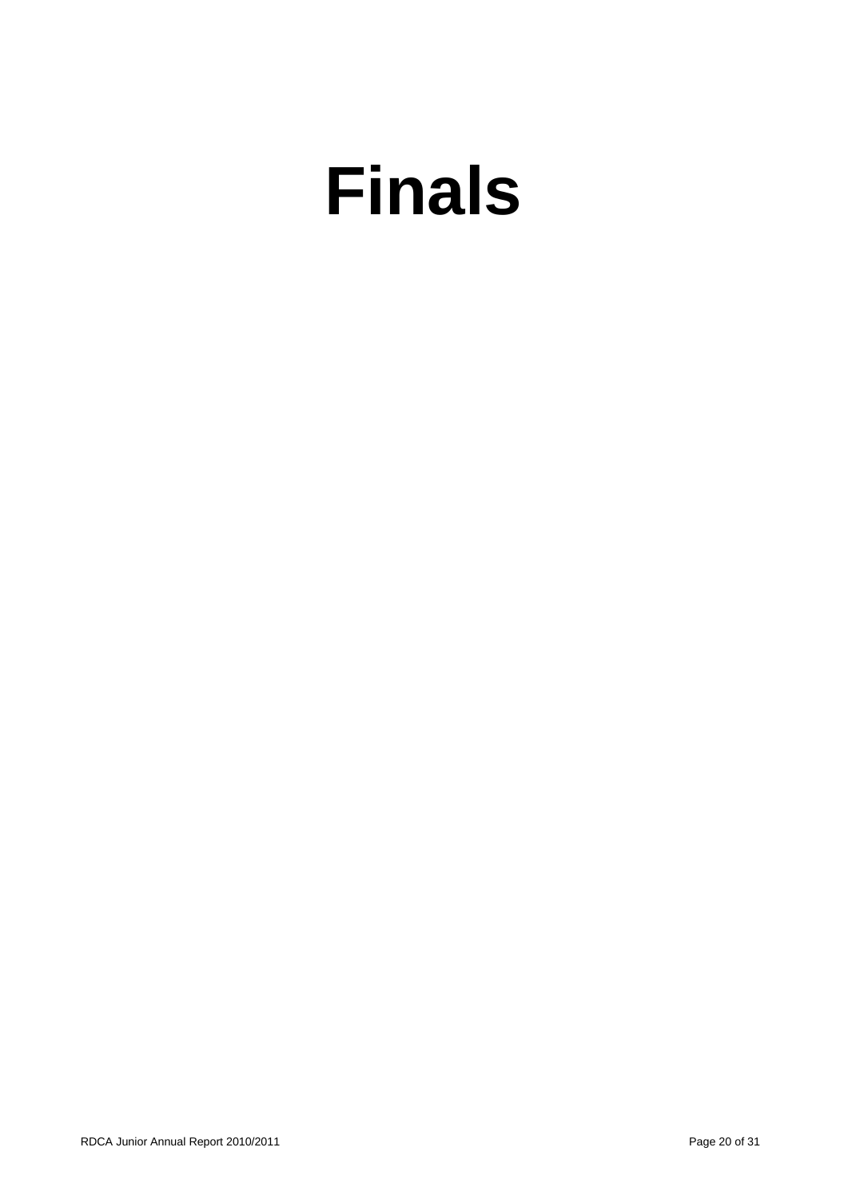# Finals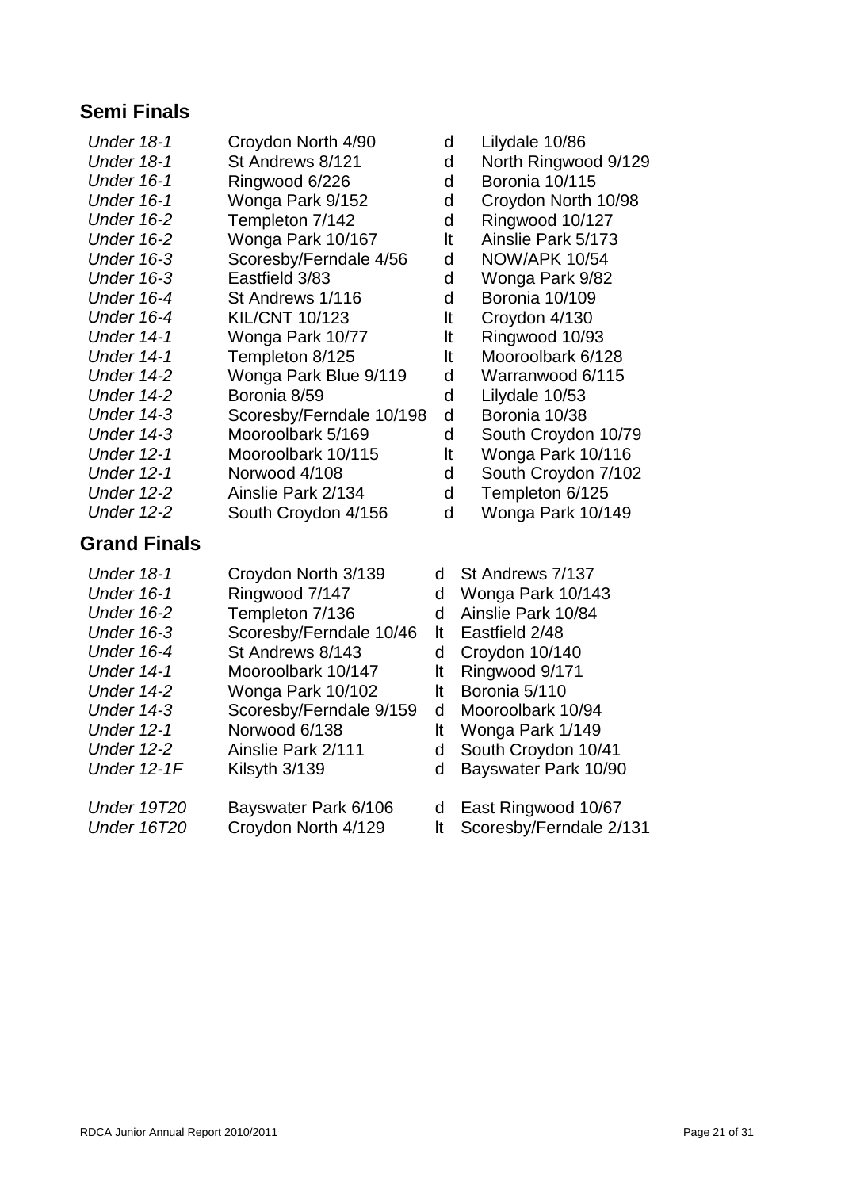## Semi Finals

| | | | |
|---|---|---|---|
| *Under 18-1* | Croydon North 4/90 | d | Lilydale 10/86 |
| *Under 18-1* | St Andrews 8/121 | d | North Ringwood 9/129 |
| *Under 16-1* | Ringwood 6/226 | d | Boronia 10/115 |
| *Under 16-1* | Wonga Park 9/152 | d | Croydon North 10/98 |
| *Under 16-2* | Templeton 7/142 | d | Ringwood 10/127 |
| *Under 16-2* | Wonga Park 10/167 | lt | Ainslie Park 5/173 |
| *Under 16-3* | Scoresby/Ferndale 4/56 | d | NOW/APK 10/54 |
| *Under 16-3* | Eastfield 3/83 | d | Wonga Park 9/82 |
| *Under 16-4* | St Andrews 1/116 | d | Boronia 10/109 |
| *Under 16-4* | KIL/CNT 10/123 | lt | Croydon 4/130 |
| *Under 14-1* | Wonga Park 10/77 | lt | Ringwood 10/93 |
| *Under 14-1* | Templeton 8/125 | lt | Mooroolbark 6/128 |
| *Under 14-2* | Wonga Park Blue 9/119 | d | Warranwood 6/115 |
| *Under 14-2* | Boronia 8/59 | d | Lilydale 10/53 |
| *Under 14-3* | Scoresby/Ferndale 10/198 | d | Boronia 10/38 |
| *Under 14-3* | Mooroolbark 5/169 | d | South Croydon 10/79 |
| *Under 12-1* | Mooroolbark 10/115 | lt | Wonga Park 10/116 |
| *Under 12-1* | Norwood 4/108 | d | South Croydon 7/102 |
| *Under 12-2* | Ainslie Park 2/134 | d | Templeton 6/125 |
| *Under 12-2* | South Croydon 4/156 | d | Wonga Park 10/149 |

## Grand Finals

| | | | |
|---|---|---|---|
| *Under 18-1* | Croydon North 3/139 | d | St Andrews 7/137 |
| *Under 16-1* | Ringwood 7/147 | d | Wonga Park 10/143 |
| *Under 16-2* | Templeton 7/136 | d | Ainslie Park 10/84 |
| *Under 16-3* | Scoresby/Ferndale 10/46 | lt | Eastfield 2/48 |
| *Under 16-4* | St Andrews 8/143 | d | Croydon 10/140 |
| *Under 14-1* | Mooroolbark 10/147 | lt | Ringwood 9/171 |
| *Under 14-2* | Wonga Park 10/102 | lt | Boronia 5/110 |
| *Under 14-3* | Scoresby/Ferndale 9/159 | d | Mooroolbark 10/94 |
| *Under 12-1* | Norwood 6/138 | lt | Wonga Park 1/149 |
| *Under 12-2* | Ainslie Park 2/111 | d | South Croydon 10/41 |
| *Under 12-1F* | Kilsyth 3/139 | d | Bayswater Park 10/90 |
| | | | |
| *Under 19T20* | Bayswater Park 6/106 | d | East Ringwood 10/67 |
| *Under 16T20* | Croydon North 4/129 | lt | Scoresby/Ferndale 2/131 |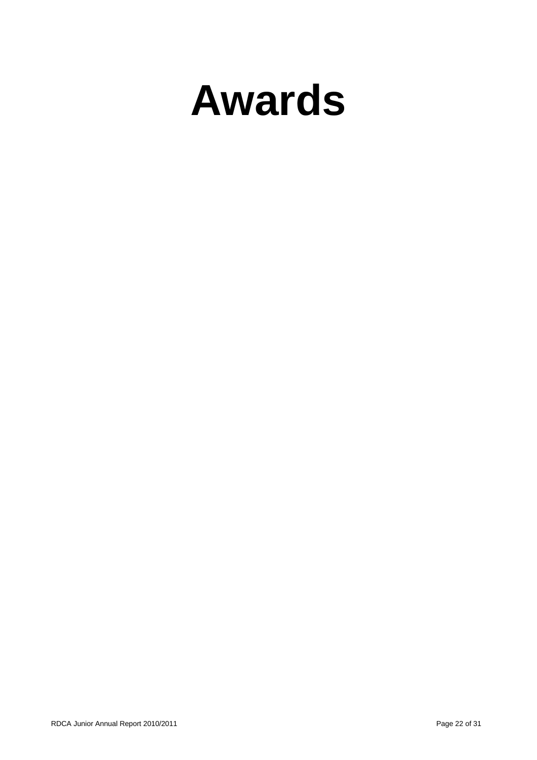# Awards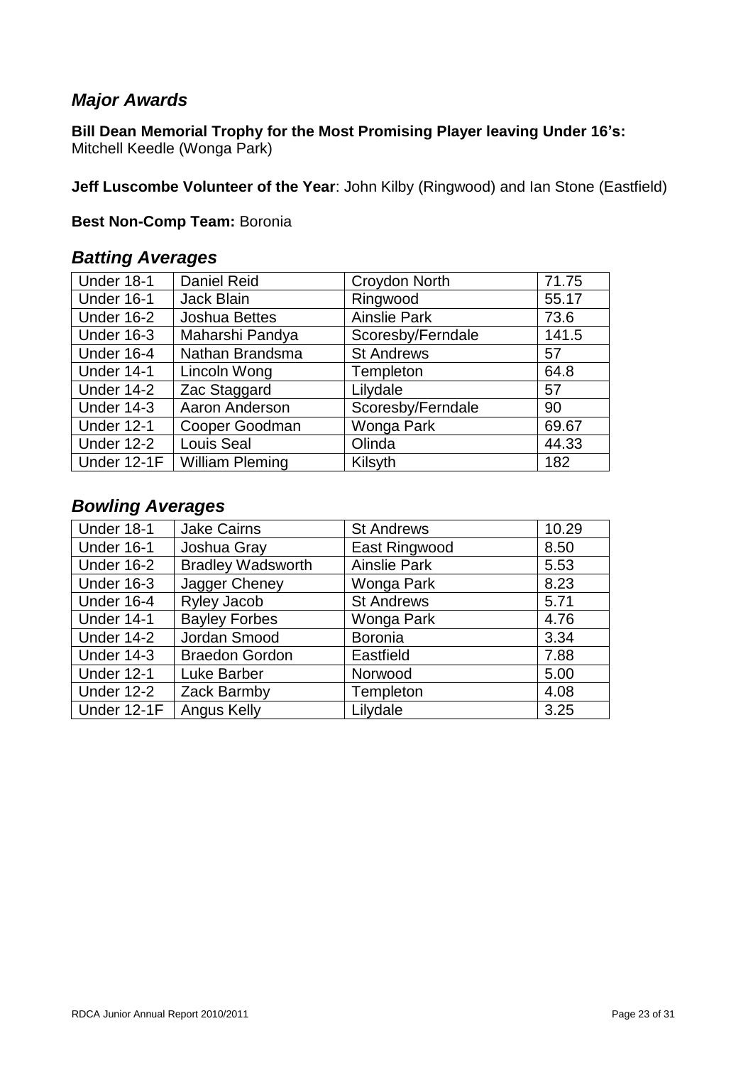## *Major Awards*

**Bill Dean Memorial Trophy for the Most Promising Player leaving Under 16's:**
Mitchell Keedle (Wonga Park)

**Jeff Luscombe Volunteer of the Year**: John Kilby (Ringwood) and Ian Stone (Eastfield)

**Best Non-Comp Team:** Boronia

## *Batting Averages*

| | | | |
|---|---|---|---|
| Under 18-1 | Daniel Reid | Croydon North | 71.75 |
| Under 16-1 | Jack Blain | Ringwood | 55.17 |
| Under 16-2 | Joshua Bettes | Ainslie Park | 73.6 |
| Under 16-3 | Maharshi Pandya | Scoresby/Ferndale | 141.5 |
| Under 16-4 | Nathan Brandsma | St Andrews | 57 |
| Under 14-1 | Lincoln Wong | Templeton | 64.8 |
| Under 14-2 | Zac Staggard | Lilydale | 57 |
| Under 14-3 | Aaron Anderson | Scoresby/Ferndale | 90 |
| Under 12-1 | Cooper Goodman | Wonga Park | 69.67 |
| Under 12-2 | Louis Seal | Olinda | 44.33 |
| Under 12-1F | William Pleming | Kilsyth | 182 |

## *Bowling Averages*

| | | | |
|---|---|---|---|
| Under 18-1 | Jake Cairns | St Andrews | 10.29 |
| Under 16-1 | Joshua Gray | East Ringwood | 8.50 |
| Under 16-2 | Bradley Wadsworth | Ainslie Park | 5.53 |
| Under 16-3 | Jagger Cheney | Wonga Park | 8.23 |
| Under 16-4 | Ryley Jacob | St Andrews | 5.71 |
| Under 14-1 | Bayley Forbes | Wonga Park | 4.76 |
| Under 14-2 | Jordan Smood | Boronia | 3.34 |
| Under 14-3 | Braedon Gordon | Eastfield | 7.88 |
| Under 12-1 | Luke Barber | Norwood | 5.00 |
| Under 12-2 | Zack Barmby | Templeton | 4.08 |
| Under 12-1F | Angus Kelly | Lilydale | 3.25 |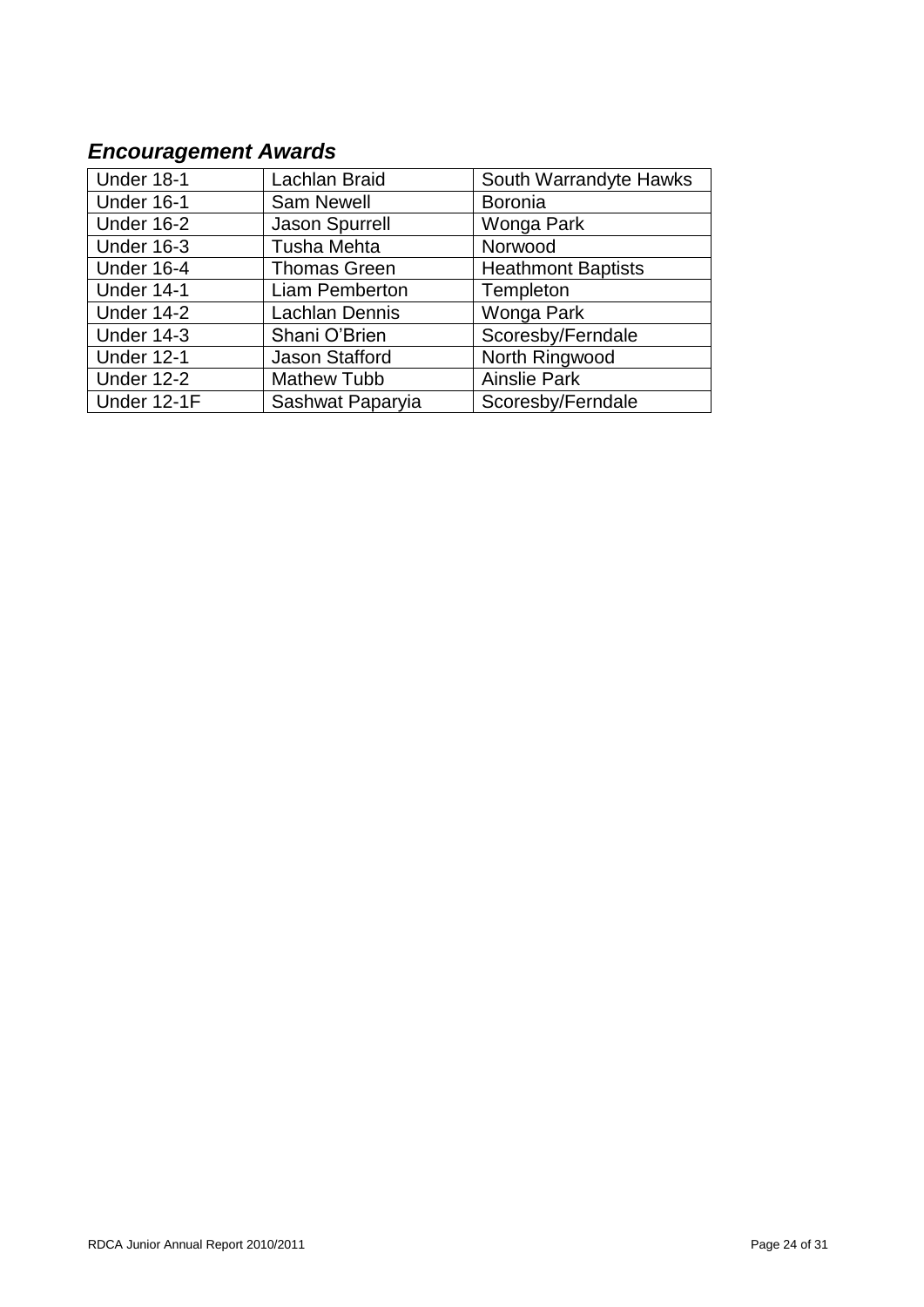## *Encouragement Awards*

| | | |
|---|---|---|
| Under 18-1 | Lachlan Braid | South Warrandyte Hawks |
| Under 16-1 | Sam Newell | Boronia |
| Under 16-2 | Jason Spurrell | Wonga Park |
| Under 16-3 | Tusha Mehta | Norwood |
| Under 16-4 | Thomas Green | Heathmont Baptists |
| Under 14-1 | Liam Pemberton | Templeton |
| Under 14-2 | Lachlan Dennis | Wonga Park |
| Under 14-3 | Shani O'Brien | Scoresby/Ferndale |
| Under 12-1 | Jason Stafford | North Ringwood |
| Under 12-2 | Mathew Tubb | Ainslie Park |
| Under 12-1F | Sashwat Paparyia | Scoresby/Ferndale |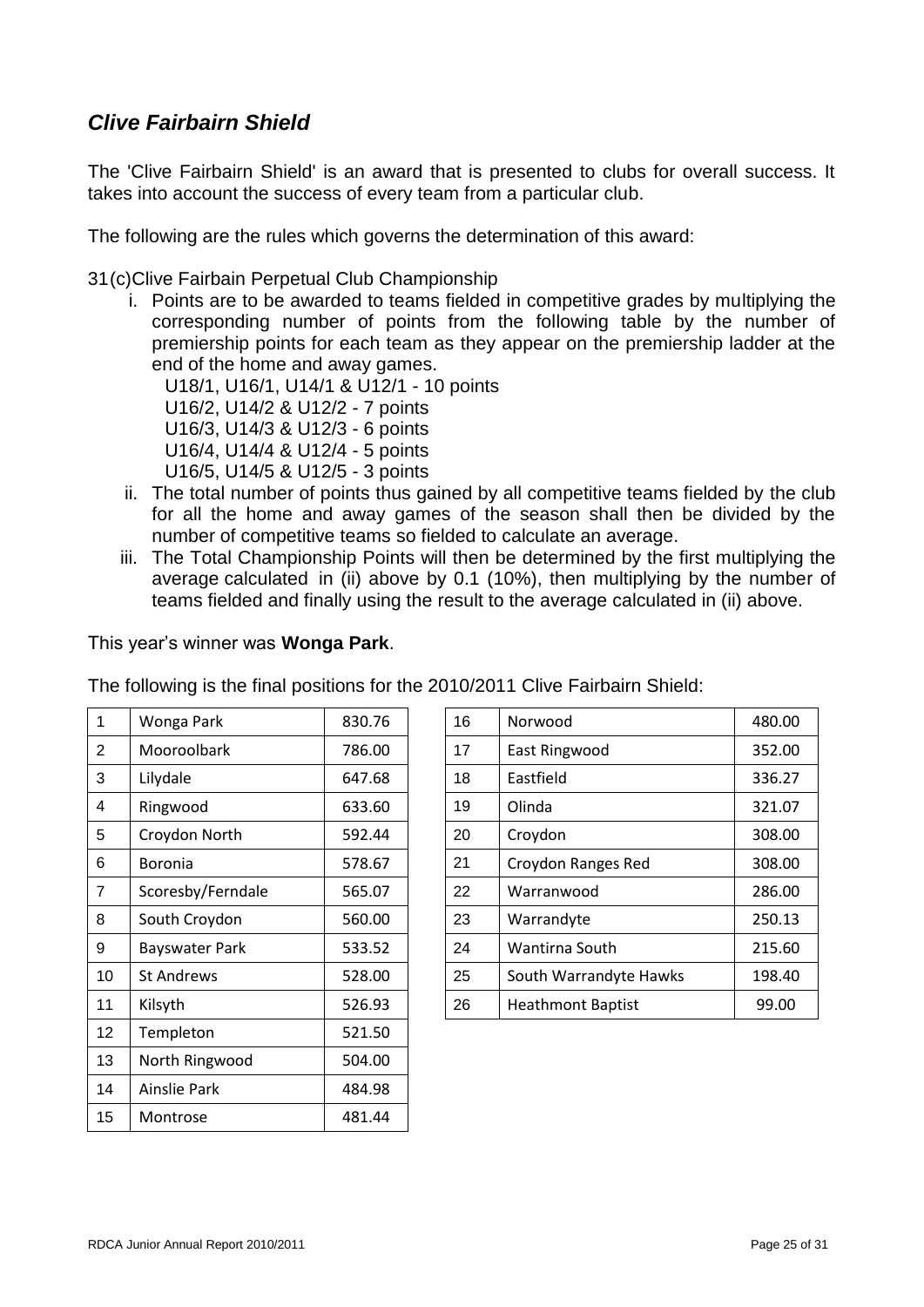## *Clive Fairbairn Shield*

The 'Clive Fairbairn Shield' is an award that is presented to clubs for overall success. It takes into account the success of every team from a particular club.

The following are the rules which governs the determination of this award:

31(c)Clive Fairbain Perpetual Club Championship

i. Points are to be awarded to teams fielded in competitive grades by multiplying the corresponding number of points from the following table by the number of premiership points for each team as they appear on the premiership ladder at the end of the home and away games.

   U18/1, U16/1, U14/1 & U12/1 - 10 points
   U16/2, U14/2 & U12/2 - 7 points
   U16/3, U14/3 & U12/3 - 6 points
   U16/4, U14/4 & U12/4 - 5 points
   U16/5, U14/5 & U12/5 - 3 points

ii. The total number of points thus gained by all competitive teams fielded by the club for all the home and away games of the season shall then be divided by the number of competitive teams so fielded to calculate an average.

iii. The Total Championship Points will then be determined by the first multiplying the average calculated in (ii) above by 0.1 (10%), then multiplying by the number of teams fielded and finally using the result to the average calculated in (ii) above.

This year's winner was **Wonga Park**.

The following is the final positions for the 2010/2011 Clive Fairbairn Shield:

| | | |
|---|---|---|
| 1 | Wonga Park | 830.76 |
| 2 | Mooroolbark | 786.00 |
| 3 | Lilydale | 647.68 |
| 4 | Ringwood | 633.60 |
| 5 | Croydon North | 592.44 |
| 6 | Boronia | 578.67 |
| 7 | Scoresby/Ferndale | 565.07 |
| 8 | South Croydon | 560.00 |
| 9 | Bayswater Park | 533.52 |
| 10 | St Andrews | 528.00 |
| 11 | Kilsyth | 526.93 |
| 12 | Templeton | 521.50 |
| 13 | North Ringwood | 504.00 |
| 14 | Ainslie Park | 484.98 |
| 15 | Montrose | 481.44 |
| 16 | Norwood | 480.00 |
| 17 | East Ringwood | 352.00 |
| 18 | Eastfield | 336.27 |
| 19 | Olinda | 321.07 |
| 20 | Croydon | 308.00 |
| 21 | Croydon Ranges Red | 308.00 |
| 22 | Warranwood | 286.00 |
| 23 | Warrandyte | 250.13 |
| 24 | Wantirna South | 215.60 |
| 25 | South Warrandyte Hawks | 198.40 |
| 26 | Heathmont Baptist | 99.00 |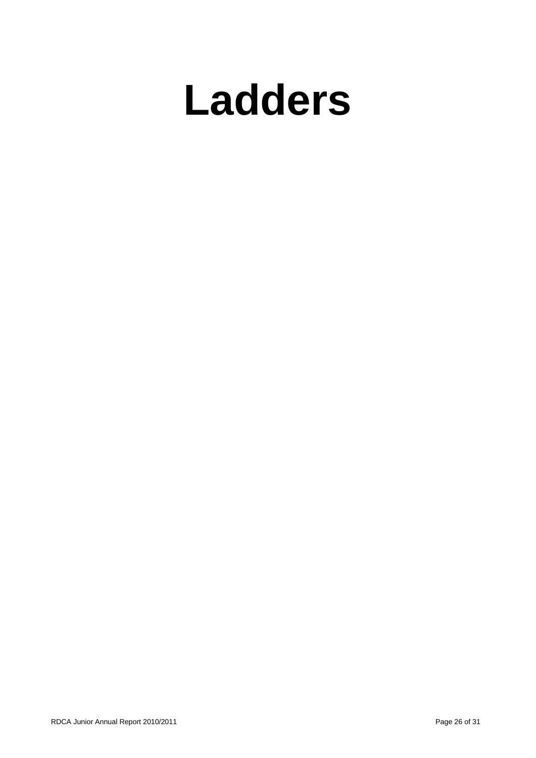# Ladders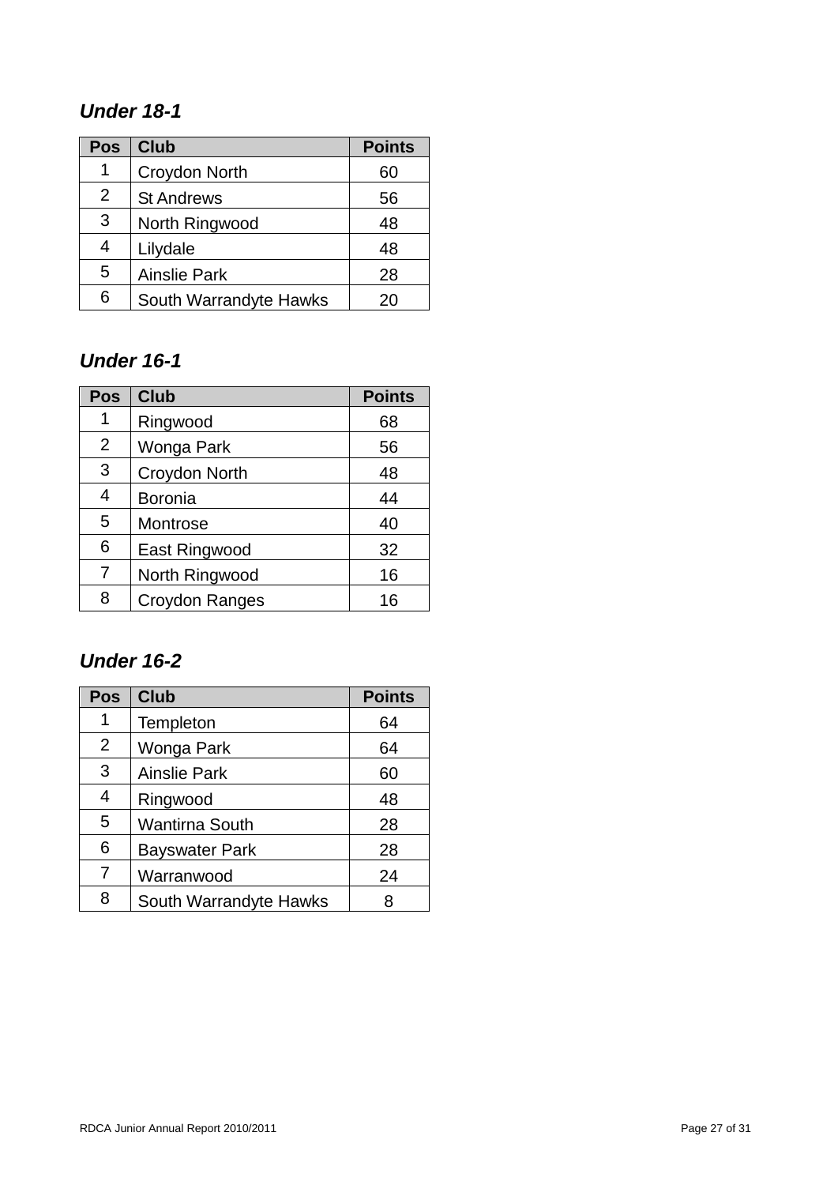### *Under 18-1*

| Pos | Club | Points |
|---|---|---|
| 1 | Croydon North | 60 |
| 2 | St Andrews | 56 |
| 3 | North Ringwood | 48 |
| 4 | Lilydale | 48 |
| 5 | Ainslie Park | 28 |
| 6 | South Warrandyte Hawks | 20 |

### *Under 16-1*

| Pos | Club | Points |
|---|---|---|
| 1 | Ringwood | 68 |
| 2 | Wonga Park | 56 |
| 3 | Croydon North | 48 |
| 4 | Boronia | 44 |
| 5 | Montrose | 40 |
| 6 | East Ringwood | 32 |
| 7 | North Ringwood | 16 |
| 8 | Croydon Ranges | 16 |

### *Under 16-2*

| Pos | Club | Points |
|---|---|---|
| 1 | Templeton | 64 |
| 2 | Wonga Park | 64 |
| 3 | Ainslie Park | 60 |
| 4 | Ringwood | 48 |
| 5 | Wantirna South | 28 |
| 6 | Bayswater Park | 28 |
| 7 | Warranwood | 24 |
| 8 | South Warrandyte Hawks | 8 |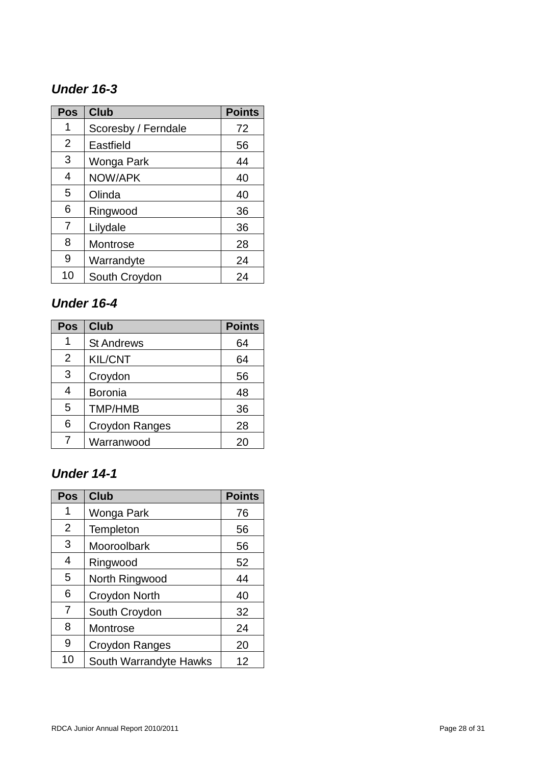### *Under 16-3*

| Pos | Club | Points |
|---|---|---|
| 1 | Scoresby / Ferndale | 72 |
| 2 | Eastfield | 56 |
| 3 | Wonga Park | 44 |
| 4 | NOW/APK | 40 |
| 5 | Olinda | 40 |
| 6 | Ringwood | 36 |
| 7 | Lilydale | 36 |
| 8 | Montrose | 28 |
| 9 | Warrandyte | 24 |
| 10 | South Croydon | 24 |

### *Under 16-4*

| Pos | Club | Points |
|---|---|---|
| 1 | St Andrews | 64 |
| 2 | KIL/CNT | 64 |
| 3 | Croydon | 56 |
| 4 | Boronia | 48 |
| 5 | TMP/HMB | 36 |
| 6 | Croydon Ranges | 28 |
| 7 | Warranwood | 20 |

### *Under 14-1*

| Pos | Club | Points |
|---|---|---|
| 1 | Wonga Park | 76 |
| 2 | Templeton | 56 |
| 3 | Mooroolbark | 56 |
| 4 | Ringwood | 52 |
| 5 | North Ringwood | 44 |
| 6 | Croydon North | 40 |
| 7 | South Croydon | 32 |
| 8 | Montrose | 24 |
| 9 | Croydon Ranges | 20 |
| 10 | South Warrandyte Hawks | 12 |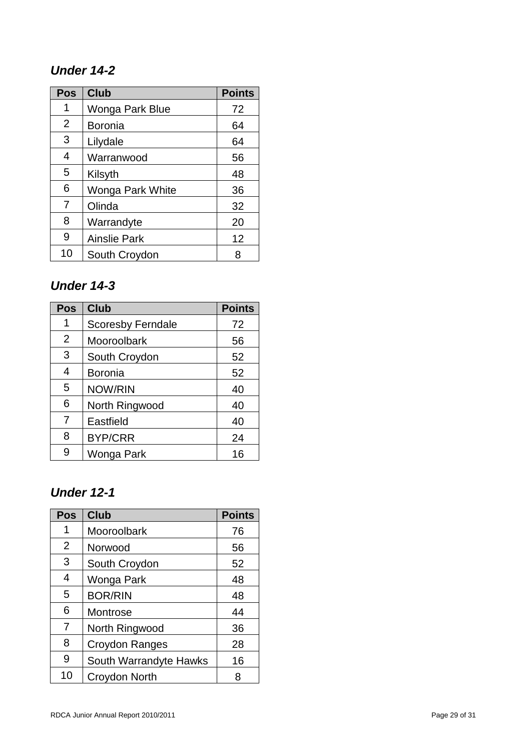### *Under 14-2*

| Pos | Club | Points |
|---|---|---|
| 1 | Wonga Park Blue | 72 |
| 2 | Boronia | 64 |
| 3 | Lilydale | 64 |
| 4 | Warranwood | 56 |
| 5 | Kilsyth | 48 |
| 6 | Wonga Park White | 36 |
| 7 | Olinda | 32 |
| 8 | Warrandyte | 20 |
| 9 | Ainslie Park | 12 |
| 10 | South Croydon | 8 |

### *Under 14-3*

| Pos | Club | Points |
|---|---|---|
| 1 | Scoresby Ferndale | 72 |
| 2 | Mooroolbark | 56 |
| 3 | South Croydon | 52 |
| 4 | Boronia | 52 |
| 5 | NOW/RIN | 40 |
| 6 | North Ringwood | 40 |
| 7 | Eastfield | 40 |
| 8 | BYP/CRR | 24 |
| 9 | Wonga Park | 16 |

### *Under 12-1*

| Pos | Club | Points |
|---|---|---|
| 1 | Mooroolbark | 76 |
| 2 | Norwood | 56 |
| 3 | South Croydon | 52 |
| 4 | Wonga Park | 48 |
| 5 | BOR/RIN | 48 |
| 6 | Montrose | 44 |
| 7 | North Ringwood | 36 |
| 8 | Croydon Ranges | 28 |
| 9 | South Warrandyte Hawks | 16 |
| 10 | Croydon North | 8 |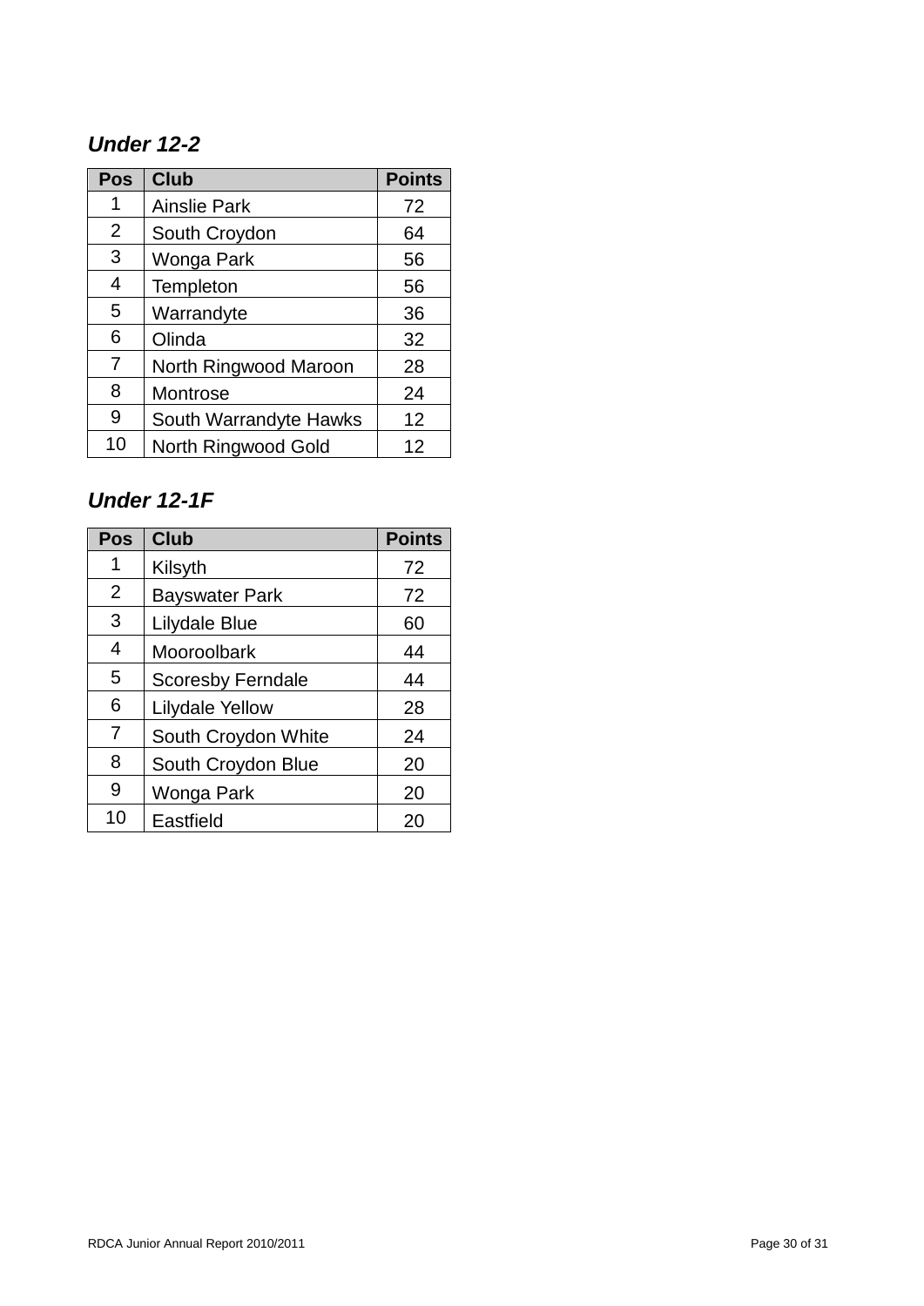### *Under 12-2*

| Pos | Club | Points |
|---|---|---|
| 1 | Ainslie Park | 72 |
| 2 | South Croydon | 64 |
| 3 | Wonga Park | 56 |
| 4 | Templeton | 56 |
| 5 | Warrandyte | 36 |
| 6 | Olinda | 32 |
| 7 | North Ringwood Maroon | 28 |
| 8 | Montrose | 24 |
| 9 | South Warrandyte Hawks | 12 |
| 10 | North Ringwood Gold | 12 |

### *Under 12-1F*

| Pos | Club | Points |
|---|---|---|
| 1 | Kilsyth | 72 |
| 2 | Bayswater Park | 72 |
| 3 | Lilydale Blue | 60 |
| 4 | Mooroolbark | 44 |
| 5 | Scoresby Ferndale | 44 |
| 6 | Lilydale Yellow | 28 |
| 7 | South Croydon White | 24 |
| 8 | South Croydon Blue | 20 |
| 9 | Wonga Park | 20 |
| 10 | Eastfield | 20 |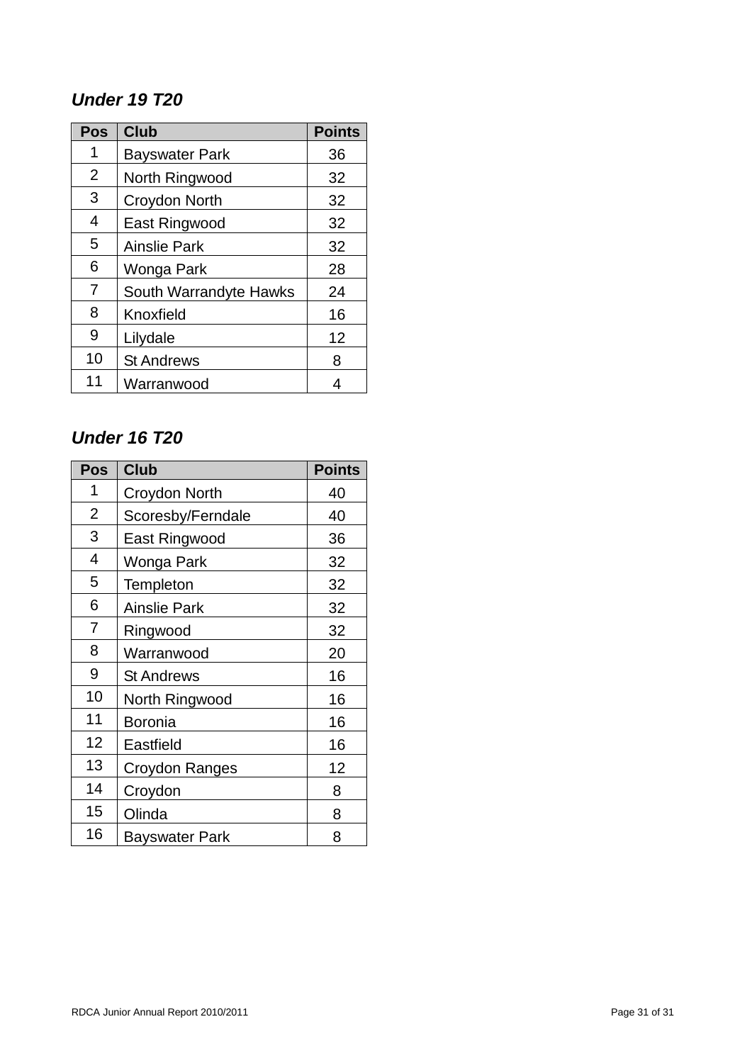### *Under 19 T20*

| Pos | Club | Points |
|---|---|---|
| 1 | Bayswater Park | 36 |
| 2 | North Ringwood | 32 |
| 3 | Croydon North | 32 |
| 4 | East Ringwood | 32 |
| 5 | Ainslie Park | 32 |
| 6 | Wonga Park | 28 |
| 7 | South Warrandyte Hawks | 24 |
| 8 | Knoxfield | 16 |
| 9 | Lilydale | 12 |
| 10 | St Andrews | 8 |
| 11 | Warranwood | 4 |

### *Under 16 T20*

| Pos | Club | Points |
|---|---|---|
| 1 | Croydon North | 40 |
| 2 | Scoresby/Ferndale | 40 |
| 3 | East Ringwood | 36 |
| 4 | Wonga Park | 32 |
| 5 | Templeton | 32 |
| 6 | Ainslie Park | 32 |
| 7 | Ringwood | 32 |
| 8 | Warranwood | 20 |
| 9 | St Andrews | 16 |
| 10 | North Ringwood | 16 |
| 11 | Boronia | 16 |
| 12 | Eastfield | 16 |
| 13 | Croydon Ranges | 12 |
| 14 | Croydon | 8 |
| 15 | Olinda | 8 |
| 16 | Bayswater Park | 8 |